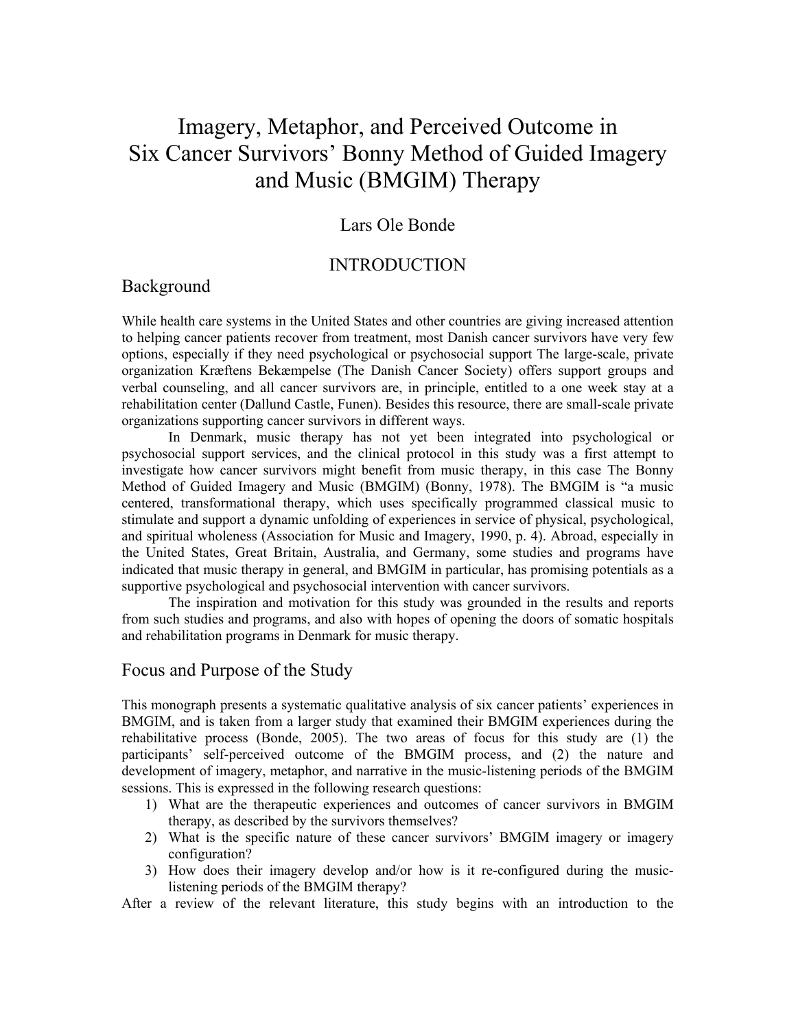# Imagery, Metaphor, and Perceived Outcome in Six Cancer Survivors' Bonny Method of Guided Imagery and Music (BMGIM) Therapy

Lars Ole Bonde

## INTRODUCTION

### Background

While health care systems in the United States and other countries are giving increased attention to helping cancer patients recover from treatment, most Danish cancer survivors have very few options, especially if they need psychological or psychosocial support The large-scale, private organization Kræftens Bekæmpelse (The Danish Cancer Society) offers support groups and verbal counseling, and all cancer survivors are, in principle, entitled to a one week stay at a rehabilitation center (Dallund Castle, Funen). Besides this resource, there are small-scale private organizations supporting cancer survivors in different ways.

In Denmark, music therapy has not yet been integrated into psychological or psychosocial support services, and the clinical protocol in this study was a first attempt to investigate how cancer survivors might benefit from music therapy, in this case The Bonny Method of Guided Imagery and Music (BMGIM) (Bonny, 1978). The BMGIM is "a music centered, transformational therapy, which uses specifically programmed classical music to stimulate and support a dynamic unfolding of experiences in service of physical, psychological, and spiritual wholeness (Association for Music and Imagery, 1990, p. 4). Abroad, especially in the United States, Great Britain, Australia, and Germany, some studies and programs have indicated that music therapy in general, and BMGIM in particular, has promising potentials as a supportive psychological and psychosocial intervention with cancer survivors.

The inspiration and motivation for this study was grounded in the results and reports from such studies and programs, and also with hopes of opening the doors of somatic hospitals and rehabilitation programs in Denmark for music therapy.

### Focus and Purpose of the Study

This monograph presents a systematic qualitative analysis of six cancer patients' experiences in BMGIM, and is taken from a larger study that examined their BMGIM experiences during the rehabilitative process (Bonde, 2005). The two areas of focus for this study are (1) the participants' self-perceived outcome of the BMGIM process, and (2) the nature and development of imagery, metaphor, and narrative in the music-listening periods of the BMGIM sessions. This is expressed in the following research questions:

1) What are the therapeutic experiences and outcomes of cancer survivors in BMGIM therapy, as described by the survivors themselves?
2) What is the specific nature of these cancer survivors' BMGIM imagery or imagery configuration?
3) How does their imagery develop and/or how is it re-configured during the music-listening periods of the BMGIM therapy?

After a review of the relevant literature, this study begins with an introduction to the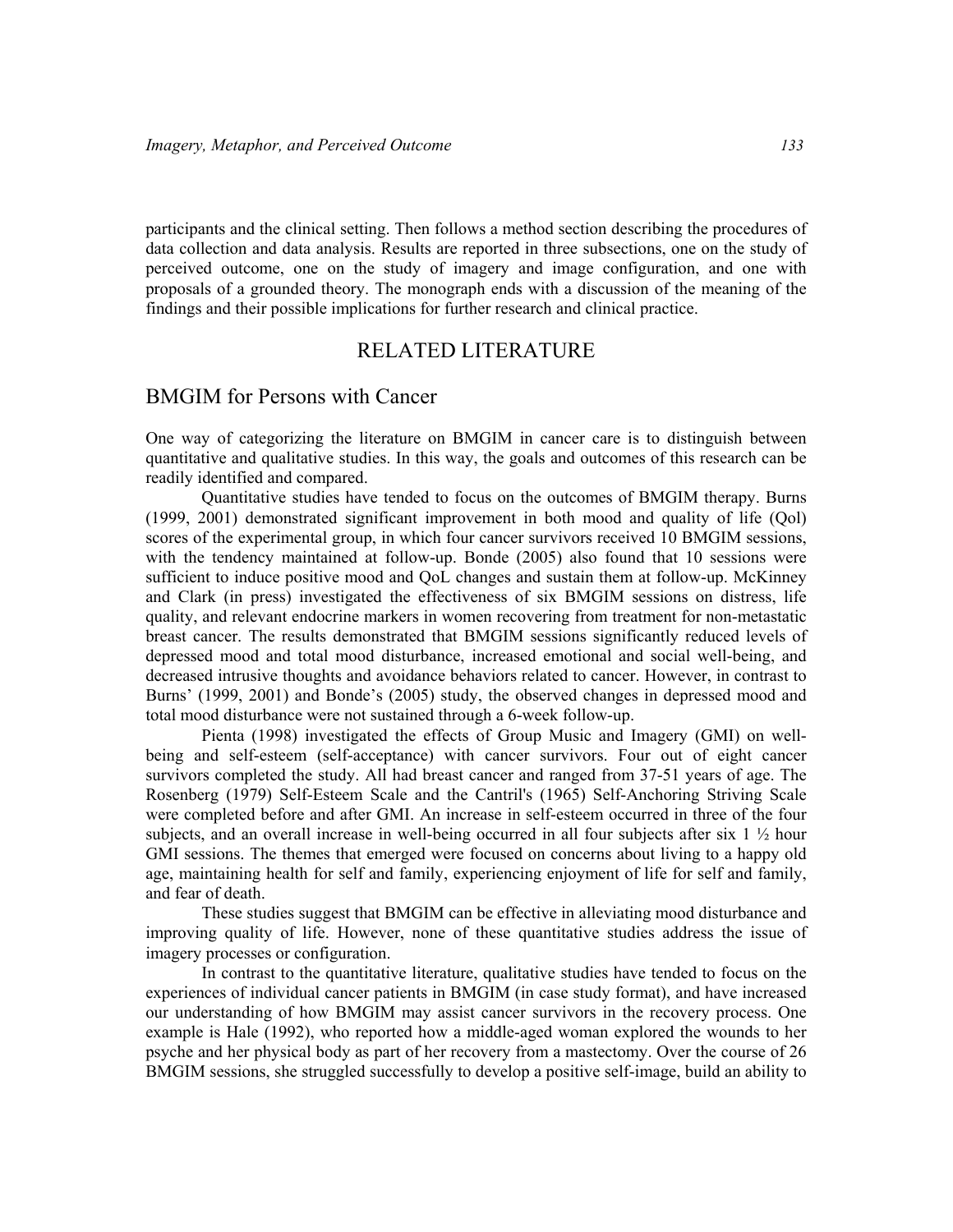participants and the clinical setting. Then follows a method section describing the procedures of data collection and data analysis. Results are reported in three subsections, one on the study of perceived outcome, one on the study of imagery and image configuration, and one with proposals of a grounded theory. The monograph ends with a discussion of the meaning of the findings and their possible implications for further research and clinical practice.

# RELATED LITERATURE

## BMGIM for Persons with Cancer

One way of categorizing the literature on BMGIM in cancer care is to distinguish between quantitative and qualitative studies. In this way, the goals and outcomes of this research can be readily identified and compared.

Quantitative studies have tended to focus on the outcomes of BMGIM therapy. Burns (1999, 2001) demonstrated significant improvement in both mood and quality of life (Qol) scores of the experimental group, in which four cancer survivors received 10 BMGIM sessions, with the tendency maintained at follow-up. Bonde (2005) also found that 10 sessions were sufficient to induce positive mood and QoL changes and sustain them at follow-up. McKinney and Clark (in press) investigated the effectiveness of six BMGIM sessions on distress, life quality, and relevant endocrine markers in women recovering from treatment for non-metastatic breast cancer. The results demonstrated that BMGIM sessions significantly reduced levels of depressed mood and total mood disturbance, increased emotional and social well-being, and decreased intrusive thoughts and avoidance behaviors related to cancer. However, in contrast to Burns' (1999, 2001) and Bonde's (2005) study, the observed changes in depressed mood and total mood disturbance were not sustained through a 6-week follow-up.

Pienta (1998) investigated the effects of Group Music and Imagery (GMI) on well-being and self-esteem (self-acceptance) with cancer survivors. Four out of eight cancer survivors completed the study. All had breast cancer and ranged from 37-51 years of age. The Rosenberg (1979) Self-Esteem Scale and the Cantril's (1965) Self-Anchoring Striving Scale were completed before and after GMI. An increase in self-esteem occurred in three of the four subjects, and an overall increase in well-being occurred in all four subjects after six 1 ½ hour GMI sessions. The themes that emerged were focused on concerns about living to a happy old age, maintaining health for self and family, experiencing enjoyment of life for self and family, and fear of death.

These studies suggest that BMGIM can be effective in alleviating mood disturbance and improving quality of life. However, none of these quantitative studies address the issue of imagery processes or configuration.

In contrast to the quantitative literature, qualitative studies have tended to focus on the experiences of individual cancer patients in BMGIM (in case study format), and have increased our understanding of how BMGIM may assist cancer survivors in the recovery process. One example is Hale (1992), who reported how a middle-aged woman explored the wounds to her psyche and her physical body as part of her recovery from a mastectomy. Over the course of 26 BMGIM sessions, she struggled successfully to develop a positive self-image, build an ability to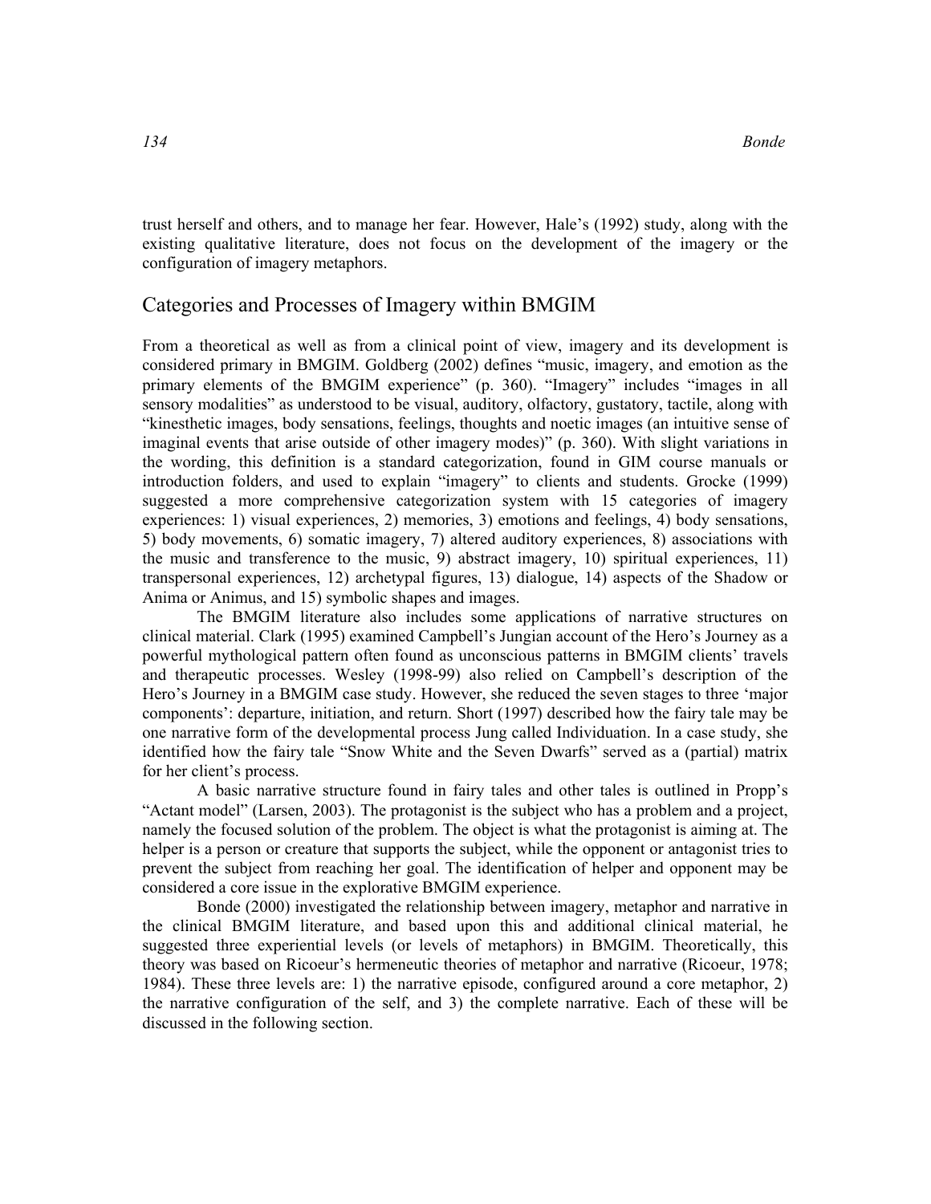trust herself and others, and to manage her fear. However, Hale's (1992) study, along with the existing qualitative literature, does not focus on the development of the imagery or the configuration of imagery metaphors.

## Categories and Processes of Imagery within BMGIM

From a theoretical as well as from a clinical point of view, imagery and its development is considered primary in BMGIM. Goldberg (2002) defines "music, imagery, and emotion as the primary elements of the BMGIM experience" (p. 360). "Imagery" includes "images in all sensory modalities" as understood to be visual, auditory, olfactory, gustatory, tactile, along with "kinesthetic images, body sensations, feelings, thoughts and noetic images (an intuitive sense of imaginal events that arise outside of other imagery modes)" (p. 360). With slight variations in the wording, this definition is a standard categorization, found in GIM course manuals or introduction folders, and used to explain "imagery" to clients and students. Grocke (1999) suggested a more comprehensive categorization system with 15 categories of imagery experiences: 1) visual experiences, 2) memories, 3) emotions and feelings, 4) body sensations, 5) body movements, 6) somatic imagery, 7) altered auditory experiences, 8) associations with the music and transference to the music, 9) abstract imagery, 10) spiritual experiences, 11) transpersonal experiences, 12) archetypal figures, 13) dialogue, 14) aspects of the Shadow or Anima or Animus, and 15) symbolic shapes and images.

The BMGIM literature also includes some applications of narrative structures on clinical material. Clark (1995) examined Campbell's Jungian account of the Hero's Journey as a powerful mythological pattern often found as unconscious patterns in BMGIM clients' travels and therapeutic processes. Wesley (1998-99) also relied on Campbell's description of the Hero's Journey in a BMGIM case study. However, she reduced the seven stages to three 'major components': departure, initiation, and return. Short (1997) described how the fairy tale may be one narrative form of the developmental process Jung called Individuation. In a case study, she identified how the fairy tale "Snow White and the Seven Dwarfs" served as a (partial) matrix for her client's process.

A basic narrative structure found in fairy tales and other tales is outlined in Propp's "Actant model" (Larsen, 2003). The protagonist is the subject who has a problem and a project, namely the focused solution of the problem. The object is what the protagonist is aiming at. The helper is a person or creature that supports the subject, while the opponent or antagonist tries to prevent the subject from reaching her goal. The identification of helper and opponent may be considered a core issue in the explorative BMGIM experience.

Bonde (2000) investigated the relationship between imagery, metaphor and narrative in the clinical BMGIM literature, and based upon this and additional clinical material, he suggested three experiential levels (or levels of metaphors) in BMGIM. Theoretically, this theory was based on Ricoeur's hermeneutic theories of metaphor and narrative (Ricoeur, 1978; 1984). These three levels are: 1) the narrative episode, configured around a core metaphor, 2) the narrative configuration of the self, and 3) the complete narrative. Each of these will be discussed in the following section.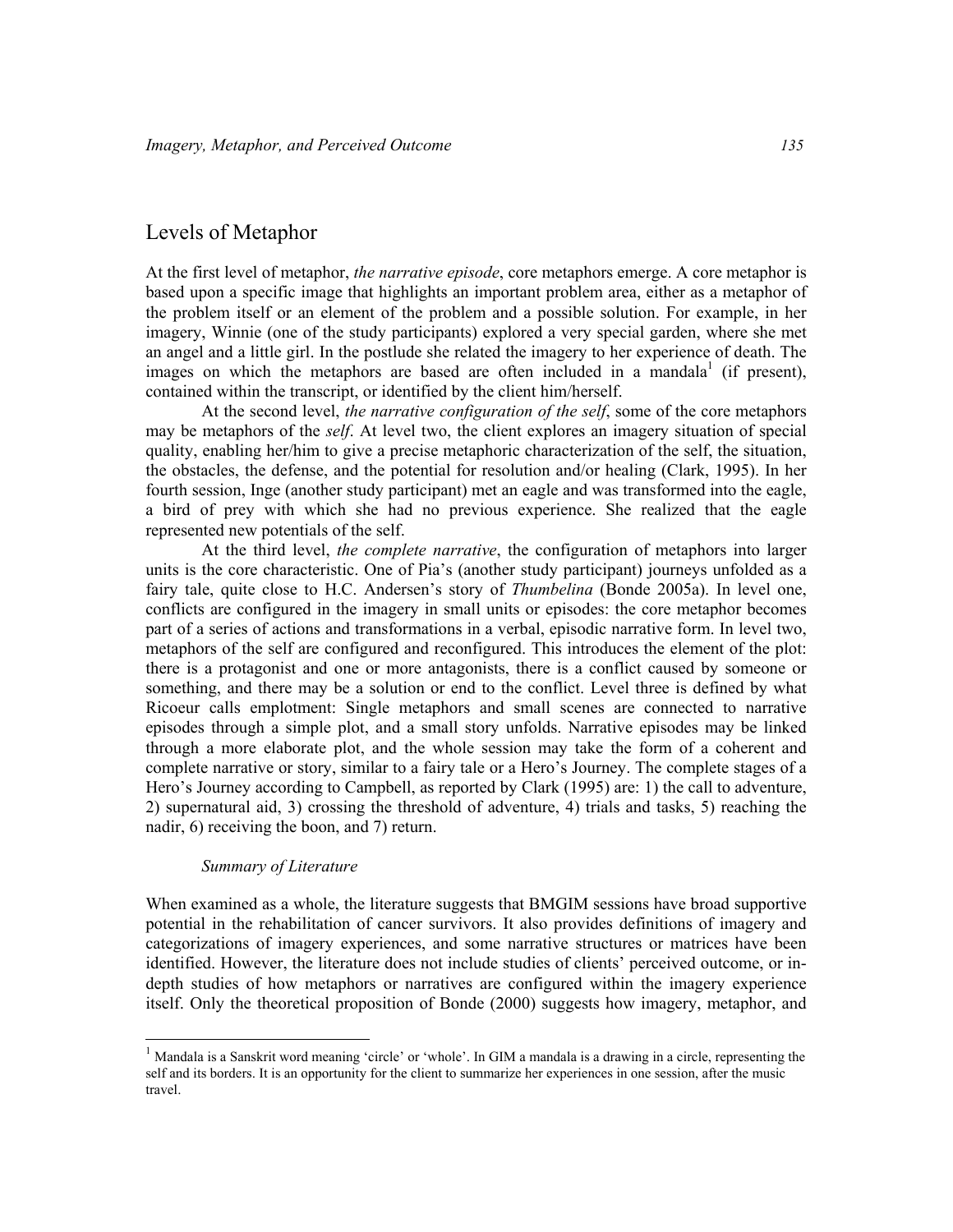## Levels of Metaphor

At the first level of metaphor, *the narrative episode*, core metaphors emerge. A core metaphor is based upon a specific image that highlights an important problem area, either as a metaphor of the problem itself or an element of the problem and a possible solution. For example, in her imagery, Winnie (one of the study participants) explored a very special garden, where she met an angel and a little girl. In the postlude she related the imagery to her experience of death. The images on which the metaphors are based are often included in a mandala[1] (if present), contained within the transcript, or identified by the client him/herself.

At the second level, *the narrative configuration of the self*, some of the core metaphors may be metaphors of the *self*. At level two, the client explores an imagery situation of special quality, enabling her/him to give a precise metaphoric characterization of the self, the situation, the obstacles, the defense, and the potential for resolution and/or healing (Clark, 1995). In her fourth session, Inge (another study participant) met an eagle and was transformed into the eagle, a bird of prey with which she had no previous experience. She realized that the eagle represented new potentials of the self.

At the third level, *the complete narrative*, the configuration of metaphors into larger units is the core characteristic. One of Pia's (another study participant) journeys unfolded as a fairy tale, quite close to H.C. Andersen's story of *Thumbelina* (Bonde 2005a). In level one, conflicts are configured in the imagery in small units or episodes: the core metaphor becomes part of a series of actions and transformations in a verbal, episodic narrative form. In level two, metaphors of the self are configured and reconfigured. This introduces the element of the plot: there is a protagonist and one or more antagonists, there is a conflict caused by someone or something, and there may be a solution or end to the conflict. Level three is defined by what Ricoeur calls emplotment: Single metaphors and small scenes are connected to narrative episodes through a simple plot, and a small story unfolds. Narrative episodes may be linked through a more elaborate plot, and the whole session may take the form of a coherent and complete narrative or story, similar to a fairy tale or a Hero's Journey. The complete stages of a Hero's Journey according to Campbell, as reported by Clark (1995) are: 1) the call to adventure, 2) supernatural aid, 3) crossing the threshold of adventure, 4) trials and tasks, 5) reaching the nadir, 6) receiving the boon, and 7) return.

### *Summary of Literature*

When examined as a whole, the literature suggests that BMGIM sessions have broad supportive potential in the rehabilitation of cancer survivors. It also provides definitions of imagery and categorizations of imagery experiences, and some narrative structures or matrices have been identified. However, the literature does not include studies of clients' perceived outcome, or in-depth studies of how metaphors or narratives are configured within the imagery experience itself. Only the theoretical proposition of Bonde (2000) suggests how imagery, metaphor, and

[1] Mandala is a Sanskrit word meaning 'circle' or 'whole'. In GIM a mandala is a drawing in a circle, representing the self and its borders. It is an opportunity for the client to summarize her experiences in one session, after the music travel.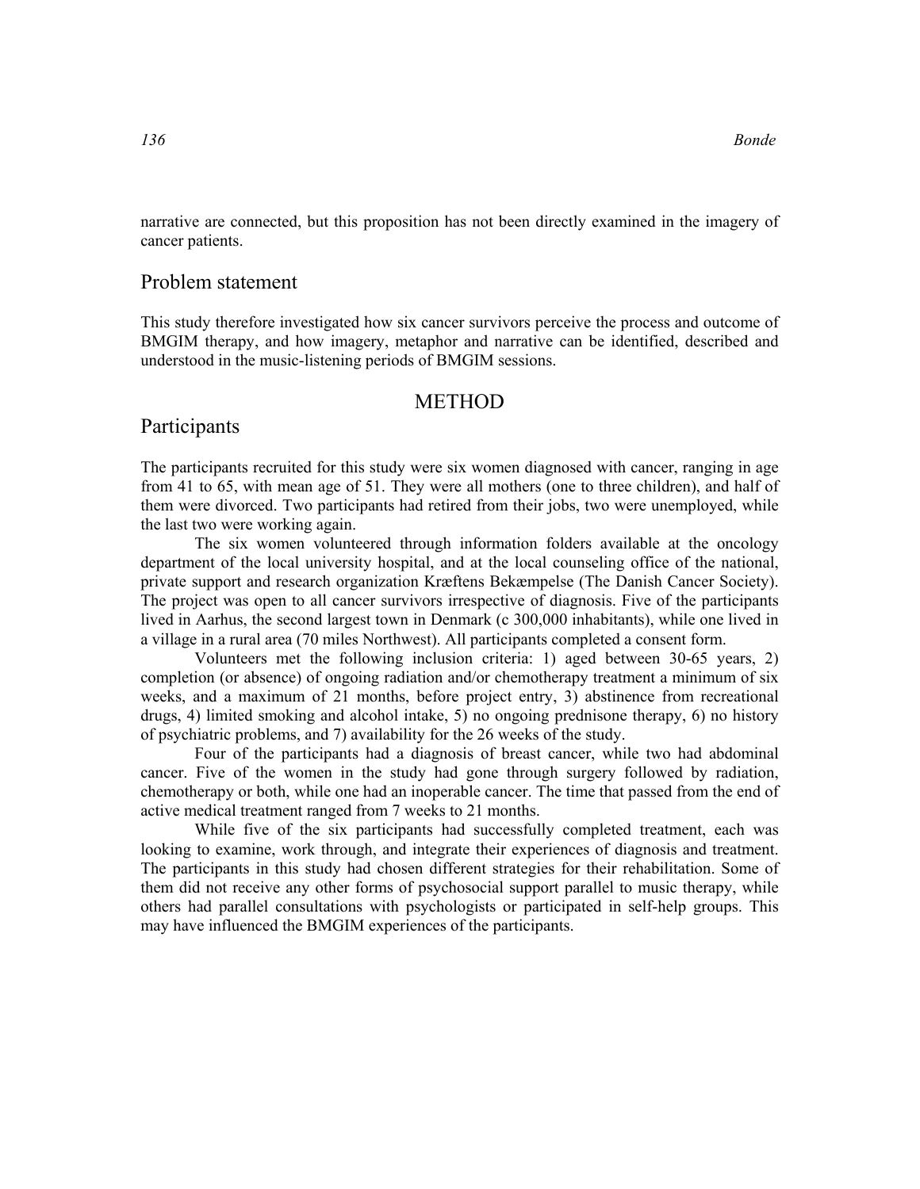narrative are connected, but this proposition has not been directly examined in the imagery of cancer patients.

## Problem statement

This study therefore investigated how six cancer survivors perceive the process and outcome of BMGIM therapy, and how imagery, metaphor and narrative can be identified, described and understood in the music-listening periods of BMGIM sessions.

# METHOD

## Participants

The participants recruited for this study were six women diagnosed with cancer, ranging in age from 41 to 65, with mean age of 51. They were all mothers (one to three children), and half of them were divorced. Two participants had retired from their jobs, two were unemployed, while the last two were working again.

The six women volunteered through information folders available at the oncology department of the local university hospital, and at the local counseling office of the national, private support and research organization Kræftens Bekæmpelse (The Danish Cancer Society). The project was open to all cancer survivors irrespective of diagnosis. Five of the participants lived in Aarhus, the second largest town in Denmark (c 300,000 inhabitants), while one lived in a village in a rural area (70 miles Northwest). All participants completed a consent form.

Volunteers met the following inclusion criteria: 1) aged between 30-65 years, 2) completion (or absence) of ongoing radiation and/or chemotherapy treatment a minimum of six weeks, and a maximum of 21 months, before project entry, 3) abstinence from recreational drugs, 4) limited smoking and alcohol intake, 5) no ongoing prednisone therapy, 6) no history of psychiatric problems, and 7) availability for the 26 weeks of the study.

Four of the participants had a diagnosis of breast cancer, while two had abdominal cancer. Five of the women in the study had gone through surgery followed by radiation, chemotherapy or both, while one had an inoperable cancer. The time that passed from the end of active medical treatment ranged from 7 weeks to 21 months.

While five of the six participants had successfully completed treatment, each was looking to examine, work through, and integrate their experiences of diagnosis and treatment. The participants in this study had chosen different strategies for their rehabilitation. Some of them did not receive any other forms of psychosocial support parallel to music therapy, while others had parallel consultations with psychologists or participated in self-help groups. This may have influenced the BMGIM experiences of the participants.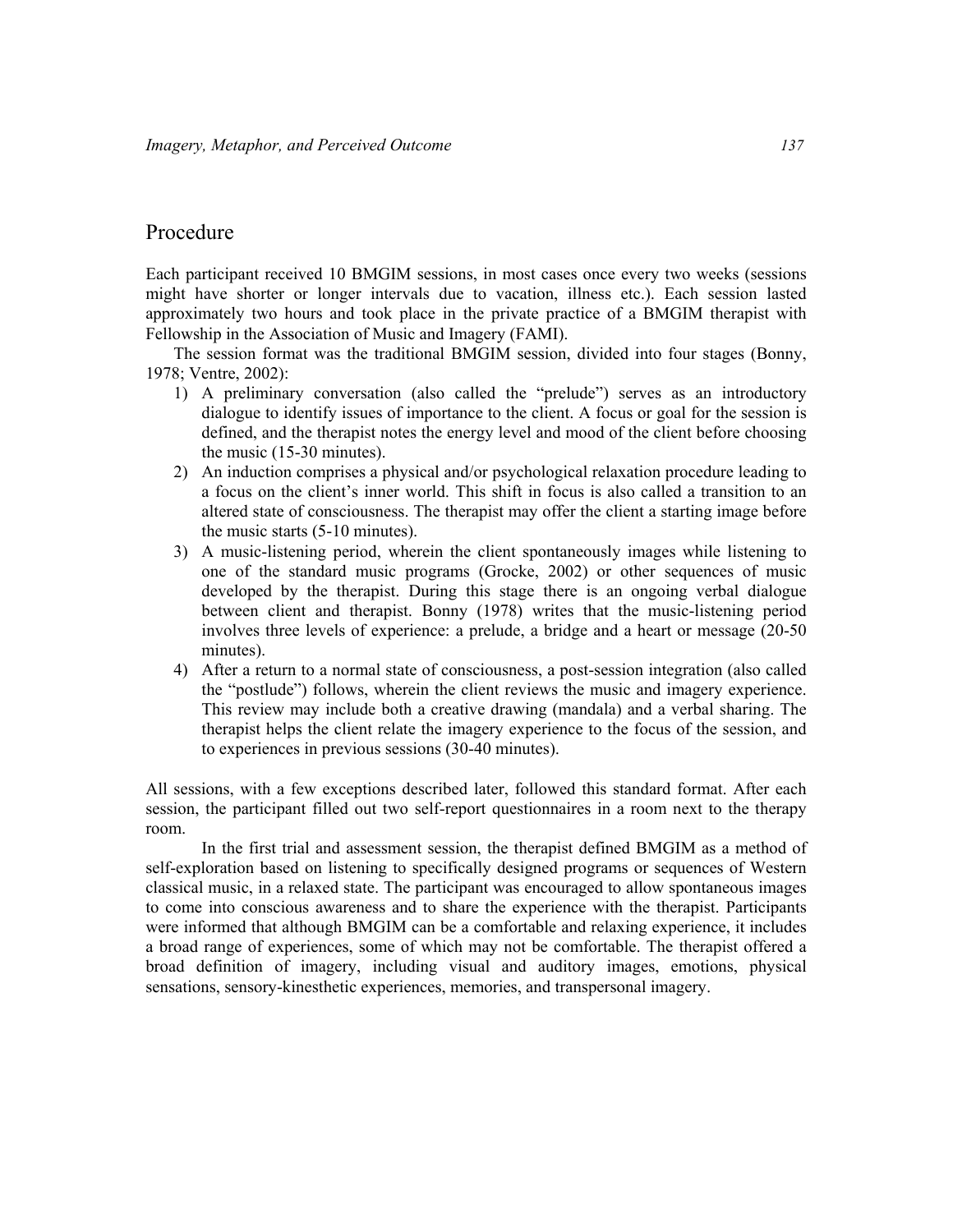## Procedure

Each participant received 10 BMGIM sessions, in most cases once every two weeks (sessions might have shorter or longer intervals due to vacation, illness etc.). Each session lasted approximately two hours and took place in the private practice of a BMGIM therapist with Fellowship in the Association of Music and Imagery (FAMI).

The session format was the traditional BMGIM session, divided into four stages (Bonny, 1978; Ventre, 2002):

1) A preliminary conversation (also called the "prelude") serves as an introductory dialogue to identify issues of importance to the client. A focus or goal for the session is defined, and the therapist notes the energy level and mood of the client before choosing the music (15-30 minutes).
2) An induction comprises a physical and/or psychological relaxation procedure leading to a focus on the client's inner world. This shift in focus is also called a transition to an altered state of consciousness. The therapist may offer the client a starting image before the music starts (5-10 minutes).
3) A music-listening period, wherein the client spontaneously images while listening to one of the standard music programs (Grocke, 2002) or other sequences of music developed by the therapist. During this stage there is an ongoing verbal dialogue between client and therapist. Bonny (1978) writes that the music-listening period involves three levels of experience: a prelude, a bridge and a heart or message (20-50 minutes).
4) After a return to a normal state of consciousness, a post-session integration (also called the "postlude") follows, wherein the client reviews the music and imagery experience. This review may include both a creative drawing (mandala) and a verbal sharing. The therapist helps the client relate the imagery experience to the focus of the session, and to experiences in previous sessions (30-40 minutes).

All sessions, with a few exceptions described later, followed this standard format. After each session, the participant filled out two self-report questionnaires in a room next to the therapy room.

In the first trial and assessment session, the therapist defined BMGIM as a method of self-exploration based on listening to specifically designed programs or sequences of Western classical music, in a relaxed state. The participant was encouraged to allow spontaneous images to come into conscious awareness and to share the experience with the therapist. Participants were informed that although BMGIM can be a comfortable and relaxing experience, it includes a broad range of experiences, some of which may not be comfortable. The therapist offered a broad definition of imagery, including visual and auditory images, emotions, physical sensations, sensory-kinesthetic experiences, memories, and transpersonal imagery.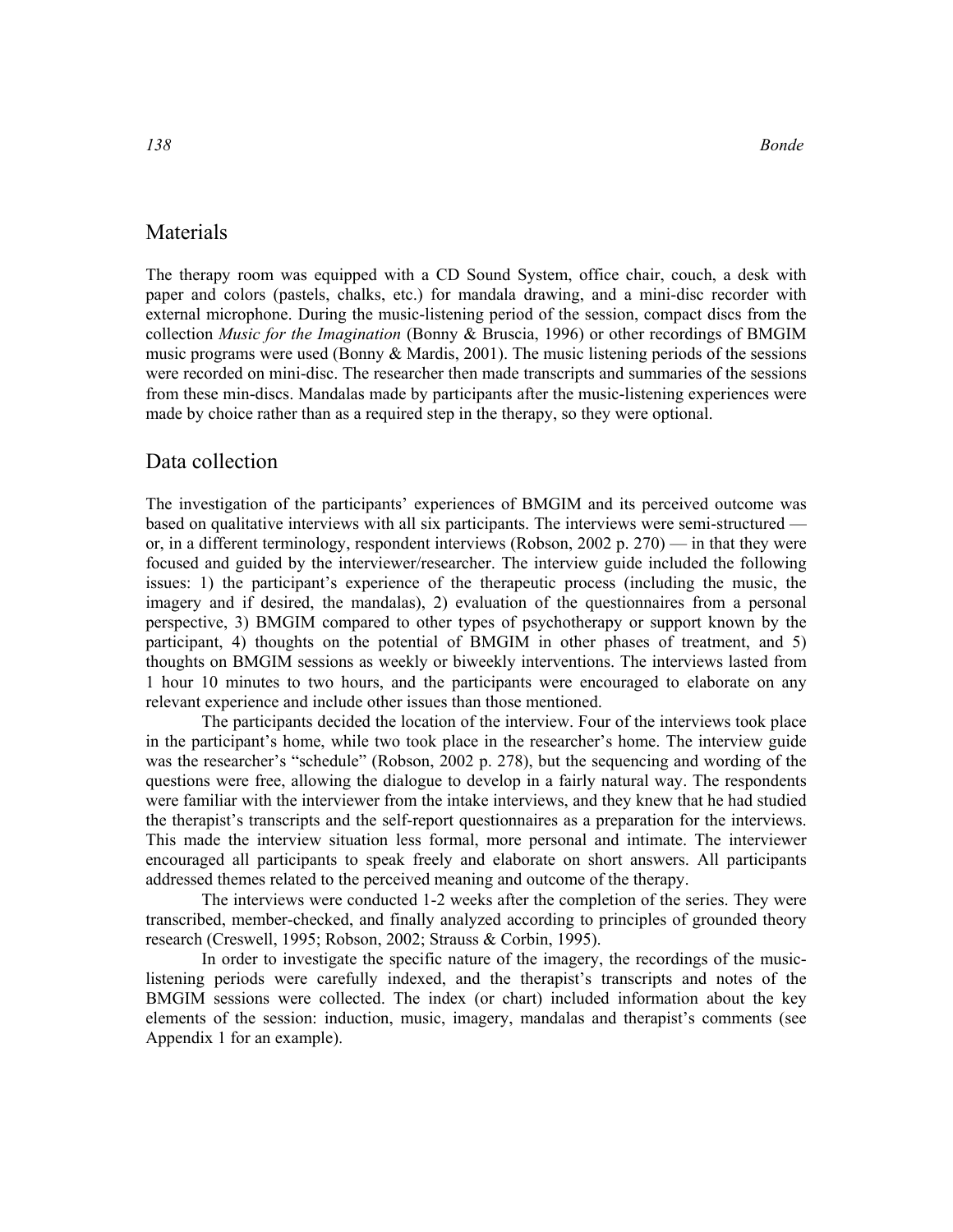## Materials

The therapy room was equipped with a CD Sound System, office chair, couch, a desk with paper and colors (pastels, chalks, etc.) for mandala drawing, and a mini-disc recorder with external microphone. During the music-listening period of the session, compact discs from the collection *Music for the Imagination* (Bonny & Bruscia, 1996) or other recordings of BMGIM music programs were used (Bonny & Mardis, 2001). The music listening periods of the sessions were recorded on mini-disc. The researcher then made transcripts and summaries of the sessions from these min-discs. Mandalas made by participants after the music-listening experiences were made by choice rather than as a required step in the therapy, so they were optional.

## Data collection

The investigation of the participants' experiences of BMGIM and its perceived outcome was based on qualitative interviews with all six participants. The interviews were semi-structured — or, in a different terminology, respondent interviews (Robson, 2002 p. 270) — in that they were focused and guided by the interviewer/researcher. The interview guide included the following issues: 1) the participant's experience of the therapeutic process (including the music, the imagery and if desired, the mandalas), 2) evaluation of the questionnaires from a personal perspective, 3) BMGIM compared to other types of psychotherapy or support known by the participant, 4) thoughts on the potential of BMGIM in other phases of treatment, and 5) thoughts on BMGIM sessions as weekly or biweekly interventions. The interviews lasted from 1 hour 10 minutes to two hours, and the participants were encouraged to elaborate on any relevant experience and include other issues than those mentioned.

The participants decided the location of the interview. Four of the interviews took place in the participant's home, while two took place in the researcher's home. The interview guide was the researcher's "schedule" (Robson, 2002 p. 278), but the sequencing and wording of the questions were free, allowing the dialogue to develop in a fairly natural way. The respondents were familiar with the interviewer from the intake interviews, and they knew that he had studied the therapist's transcripts and the self-report questionnaires as a preparation for the interviews. This made the interview situation less formal, more personal and intimate. The interviewer encouraged all participants to speak freely and elaborate on short answers. All participants addressed themes related to the perceived meaning and outcome of the therapy.

The interviews were conducted 1-2 weeks after the completion of the series. They were transcribed, member-checked, and finally analyzed according to principles of grounded theory research (Creswell, 1995; Robson, 2002; Strauss & Corbin, 1995).

In order to investigate the specific nature of the imagery, the recordings of the music-listening periods were carefully indexed, and the therapist's transcripts and notes of the BMGIM sessions were collected. The index (or chart) included information about the key elements of the session: induction, music, imagery, mandalas and therapist's comments (see Appendix 1 for an example).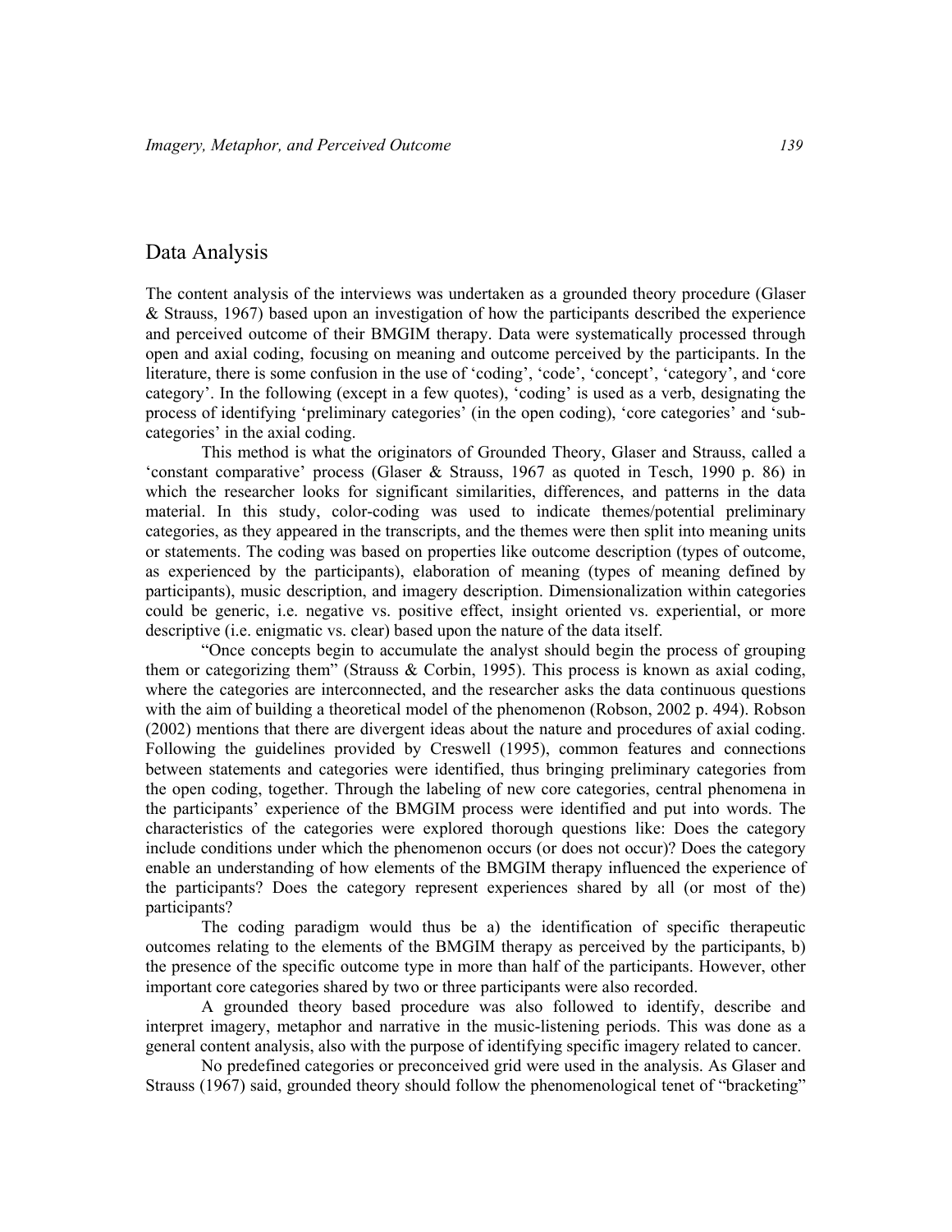## Data Analysis

The content analysis of the interviews was undertaken as a grounded theory procedure (Glaser & Strauss, 1967) based upon an investigation of how the participants described the experience and perceived outcome of their BMGIM therapy. Data were systematically processed through open and axial coding, focusing on meaning and outcome perceived by the participants. In the literature, there is some confusion in the use of 'coding', 'code', 'concept', 'category', and 'core category'. In the following (except in a few quotes), 'coding' is used as a verb, designating the process of identifying 'preliminary categories' (in the open coding), 'core categories' and 'sub-categories' in the axial coding.

This method is what the originators of Grounded Theory, Glaser and Strauss, called a 'constant comparative' process (Glaser & Strauss, 1967 as quoted in Tesch, 1990 p. 86) in which the researcher looks for significant similarities, differences, and patterns in the data material. In this study, color-coding was used to indicate themes/potential preliminary categories, as they appeared in the transcripts, and the themes were then split into meaning units or statements. The coding was based on properties like outcome description (types of outcome, as experienced by the participants), elaboration of meaning (types of meaning defined by participants), music description, and imagery description. Dimensionalization within categories could be generic, i.e. negative vs. positive effect, insight oriented vs. experiential, or more descriptive (i.e. enigmatic vs. clear) based upon the nature of the data itself.

"Once concepts begin to accumulate the analyst should begin the process of grouping them or categorizing them" (Strauss & Corbin, 1995). This process is known as axial coding, where the categories are interconnected, and the researcher asks the data continuous questions with the aim of building a theoretical model of the phenomenon (Robson, 2002 p. 494). Robson (2002) mentions that there are divergent ideas about the nature and procedures of axial coding. Following the guidelines provided by Creswell (1995), common features and connections between statements and categories were identified, thus bringing preliminary categories from the open coding, together. Through the labeling of new core categories, central phenomena in the participants' experience of the BMGIM process were identified and put into words. The characteristics of the categories were explored thorough questions like: Does the category include conditions under which the phenomenon occurs (or does not occur)? Does the category enable an understanding of how elements of the BMGIM therapy influenced the experience of the participants? Does the category represent experiences shared by all (or most of the) participants?

The coding paradigm would thus be a) the identification of specific therapeutic outcomes relating to the elements of the BMGIM therapy as perceived by the participants, b) the presence of the specific outcome type in more than half of the participants. However, other important core categories shared by two or three participants were also recorded.

A grounded theory based procedure was also followed to identify, describe and interpret imagery, metaphor and narrative in the music-listening periods. This was done as a general content analysis, also with the purpose of identifying specific imagery related to cancer.

No predefined categories or preconceived grid were used in the analysis. As Glaser and Strauss (1967) said, grounded theory should follow the phenomenological tenet of "bracketing"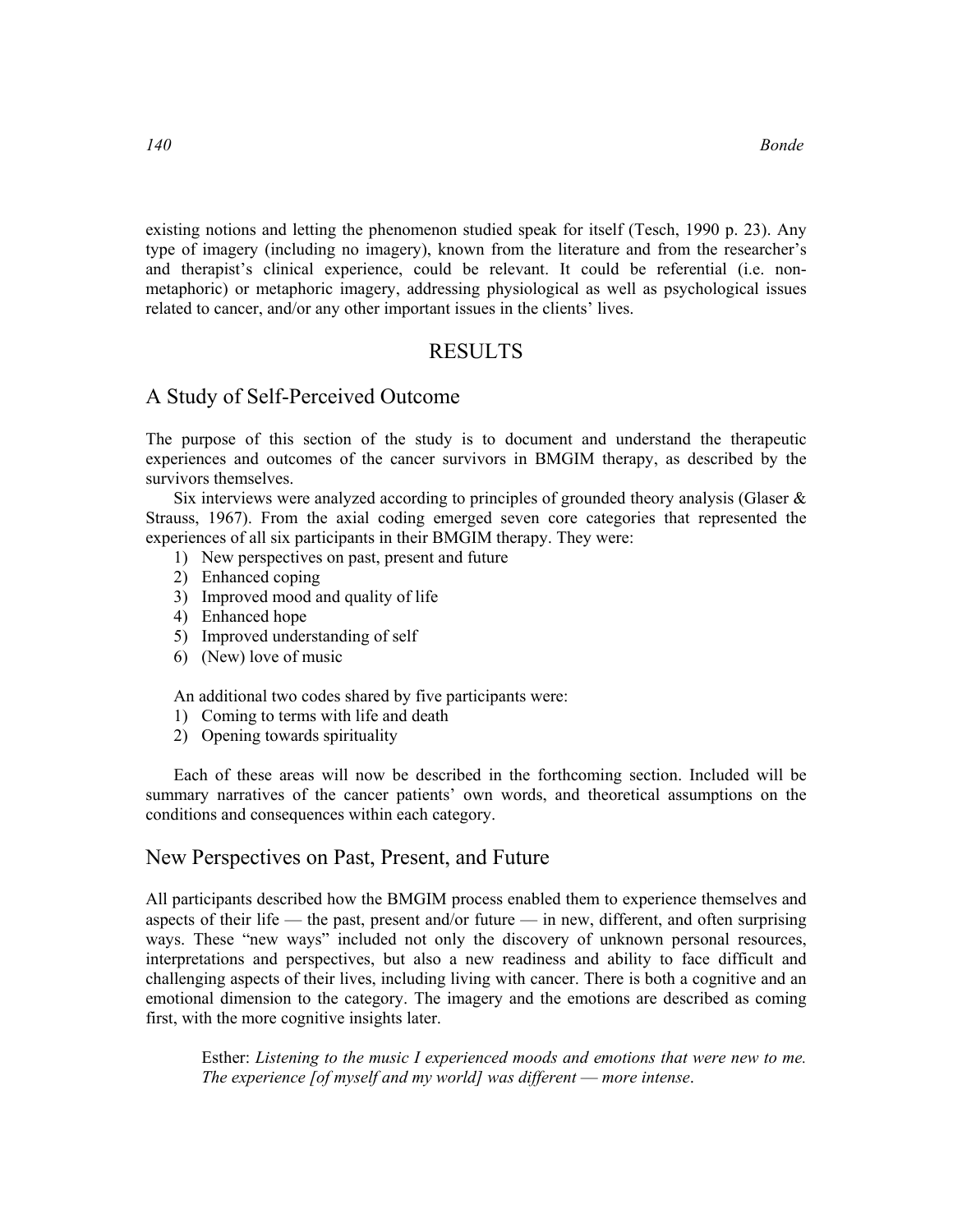existing notions and letting the phenomenon studied speak for itself (Tesch, 1990 p. 23). Any type of imagery (including no imagery), known from the literature and from the researcher's and therapist's clinical experience, could be relevant. It could be referential (i.e. non-metaphoric) or metaphoric imagery, addressing physiological as well as psychological issues related to cancer, and/or any other important issues in the clients' lives.

# RESULTS

## A Study of Self-Perceived Outcome

The purpose of this section of the study is to document and understand the therapeutic experiences and outcomes of the cancer survivors in BMGIM therapy, as described by the survivors themselves.

Six interviews were analyzed according to principles of grounded theory analysis (Glaser & Strauss, 1967). From the axial coding emerged seven core categories that represented the experiences of all six participants in their BMGIM therapy. They were:

1) New perspectives on past, present and future
2) Enhanced coping
3) Improved mood and quality of life
4) Enhanced hope
5) Improved understanding of self
6) (New) love of music

An additional two codes shared by five participants were:

1) Coming to terms with life and death
2) Opening towards spirituality

Each of these areas will now be described in the forthcoming section. Included will be summary narratives of the cancer patients' own words, and theoretical assumptions on the conditions and consequences within each category.

## New Perspectives on Past, Present, and Future

All participants described how the BMGIM process enabled them to experience themselves and aspects of their life — the past, present and/or future — in new, different, and often surprising ways. These "new ways" included not only the discovery of unknown personal resources, interpretations and perspectives, but also a new readiness and ability to face difficult and challenging aspects of their lives, including living with cancer. There is both a cognitive and an emotional dimension to the category. The imagery and the emotions are described as coming first, with the more cognitive insights later.

> Esther: *Listening to the music I experienced moods and emotions that were new to me. The experience [of myself and my world] was different — more intense*.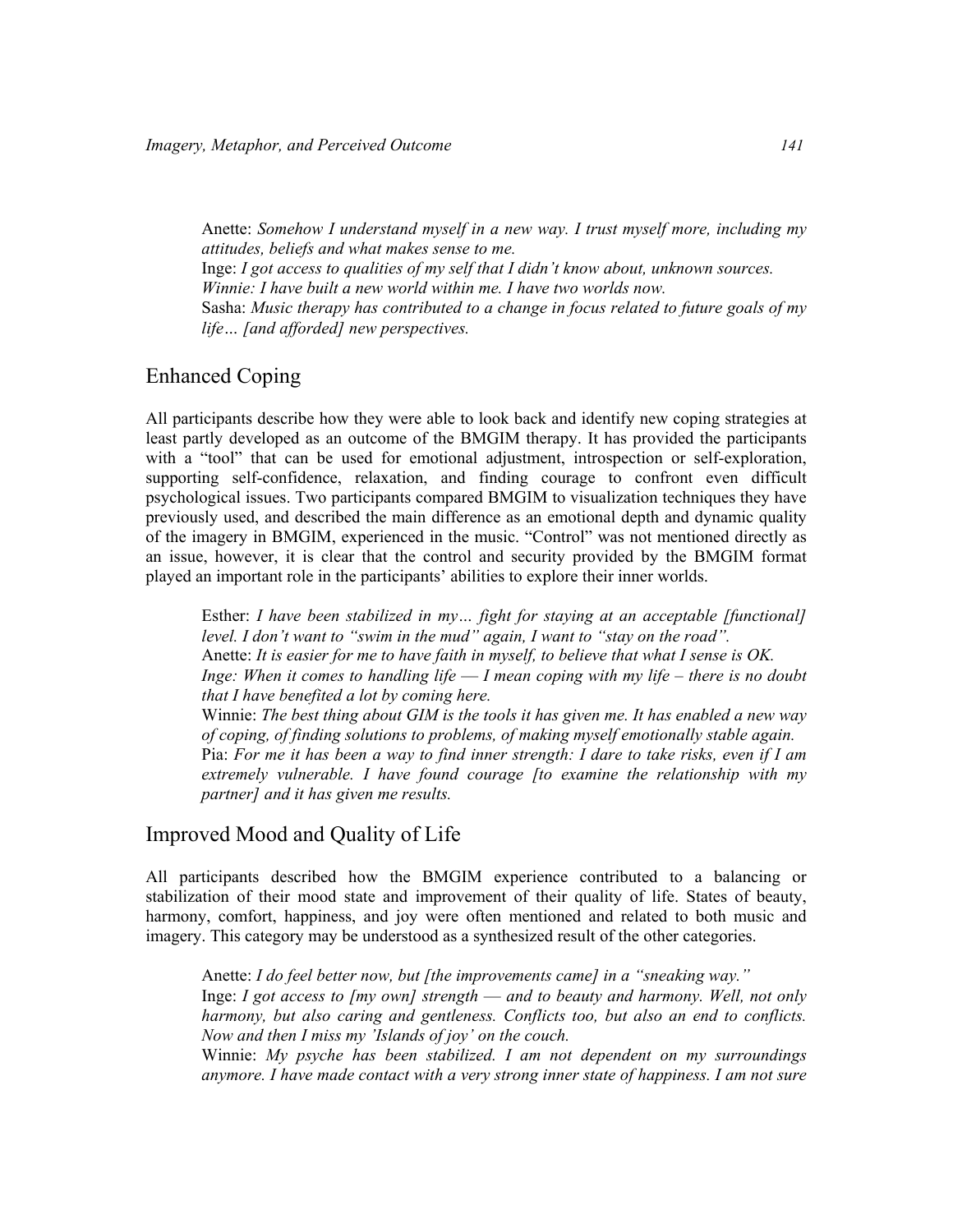Anette: *Somehow I understand myself in a new way. I trust myself more, including my attitudes, beliefs and what makes sense to me.*
Inge: *I got access to qualities of my self that I didn't know about, unknown sources.*
*Winnie: I have built a new world within me. I have two worlds now.*
Sasha: *Music therapy has contributed to a change in focus related to future goals of my life… [and afforded] new perspectives.*

## Enhanced Coping

All participants describe how they were able to look back and identify new coping strategies at least partly developed as an outcome of the BMGIM therapy. It has provided the participants with a "tool" that can be used for emotional adjustment, introspection or self-exploration, supporting self-confidence, relaxation, and finding courage to confront even difficult psychological issues. Two participants compared BMGIM to visualization techniques they have previously used, and described the main difference as an emotional depth and dynamic quality of the imagery in BMGIM, experienced in the music. "Control" was not mentioned directly as an issue, however, it is clear that the control and security provided by the BMGIM format played an important role in the participants' abilities to explore their inner worlds.

Esther: *I have been stabilized in my… fight for staying at an acceptable [functional] level. I don't want to "swim in the mud" again, I want to "stay on the road".*
Anette: *It is easier for me to have faith in myself, to believe that what I sense is OK.*
*Inge: When it comes to handling life — I mean coping with my life – there is no doubt that I have benefited a lot by coming here.*
Winnie: *The best thing about GIM is the tools it has given me. It has enabled a new way of coping, of finding solutions to problems, of making myself emotionally stable again.*
Pia: *For me it has been a way to find inner strength: I dare to take risks, even if I am extremely vulnerable. I have found courage [to examine the relationship with my partner] and it has given me results.*

## Improved Mood and Quality of Life

All participants described how the BMGIM experience contributed to a balancing or stabilization of their mood state and improvement of their quality of life. States of beauty, harmony, comfort, happiness, and joy were often mentioned and related to both music and imagery. This category may be understood as a synthesized result of the other categories.

Anette: *I do feel better now, but [the improvements came] in a "sneaking way."*
Inge: *I got access to [my own] strength — and to beauty and harmony. Well, not only harmony, but also caring and gentleness. Conflicts too, but also an end to conflicts. Now and then I miss my 'Islands of joy' on the couch.*
Winnie: *My psyche has been stabilized. I am not dependent on my surroundings anymore. I have made contact with a very strong inner state of happiness. I am not sure*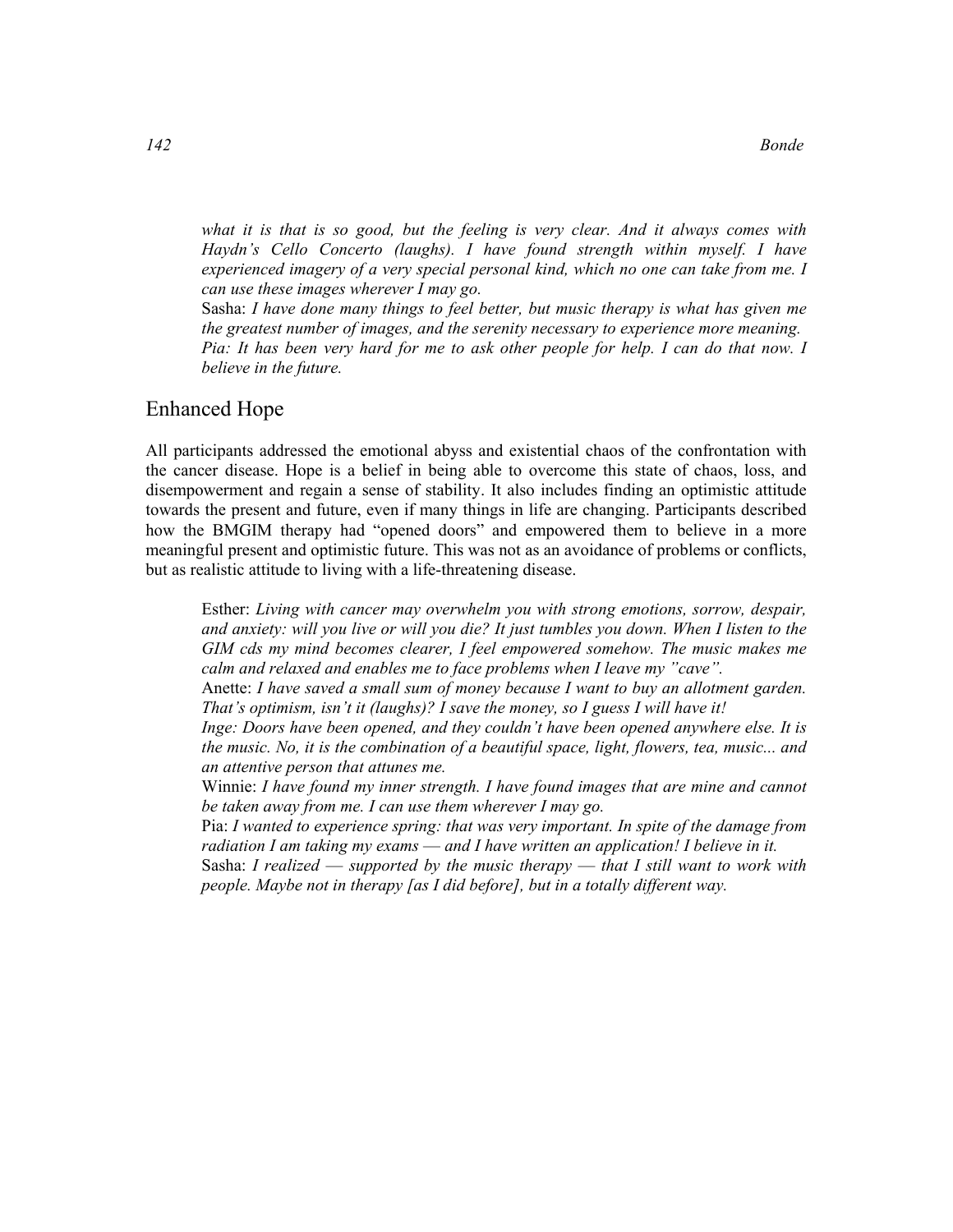*what it is that is so good, but the feeling is very clear. And it always comes with Haydn's Cello Concerto (laughs). I have found strength within myself. I have experienced imagery of a very special personal kind, which no one can take from me. I can use these images wherever I may go.*

Sasha: *I have done many things to feel better, but music therapy is what has given me the greatest number of images, and the serenity necessary to experience more meaning.*

*Pia: It has been very hard for me to ask other people for help. I can do that now. I believe in the future.*

## Enhanced Hope

All participants addressed the emotional abyss and existential chaos of the confrontation with the cancer disease. Hope is a belief in being able to overcome this state of chaos, loss, and disempowerment and regain a sense of stability. It also includes finding an optimistic attitude towards the present and future, even if many things in life are changing. Participants described how the BMGIM therapy had "opened doors" and empowered them to believe in a more meaningful present and optimistic future. This was not as an avoidance of problems or conflicts, but as realistic attitude to living with a life-threatening disease.

> Esther: *Living with cancer may overwhelm you with strong emotions, sorrow, despair, and anxiety: will you live or will you die? It just tumbles you down. When I listen to the GIM cds my mind becomes clearer, I feel empowered somehow. The music makes me calm and relaxed and enables me to face problems when I leave my "cave".*
>
> Anette: *I have saved a small sum of money because I want to buy an allotment garden. That's optimism, isn't it (laughs)? I save the money, so I guess I will have it!*
>
> *Inge: Doors have been opened, and they couldn't have been opened anywhere else. It is the music. No, it is the combination of a beautiful space, light, flowers, tea, music... and an attentive person that attunes me.*
>
> Winnie: *I have found my inner strength. I have found images that are mine and cannot be taken away from me. I can use them wherever I may go.*
>
> Pia: *I wanted to experience spring: that was very important. In spite of the damage from radiation I am taking my exams — and I have written an application! I believe in it.*
>
> Sasha: *I realized — supported by the music therapy — that I still want to work with people. Maybe not in therapy [as I did before], but in a totally different way.*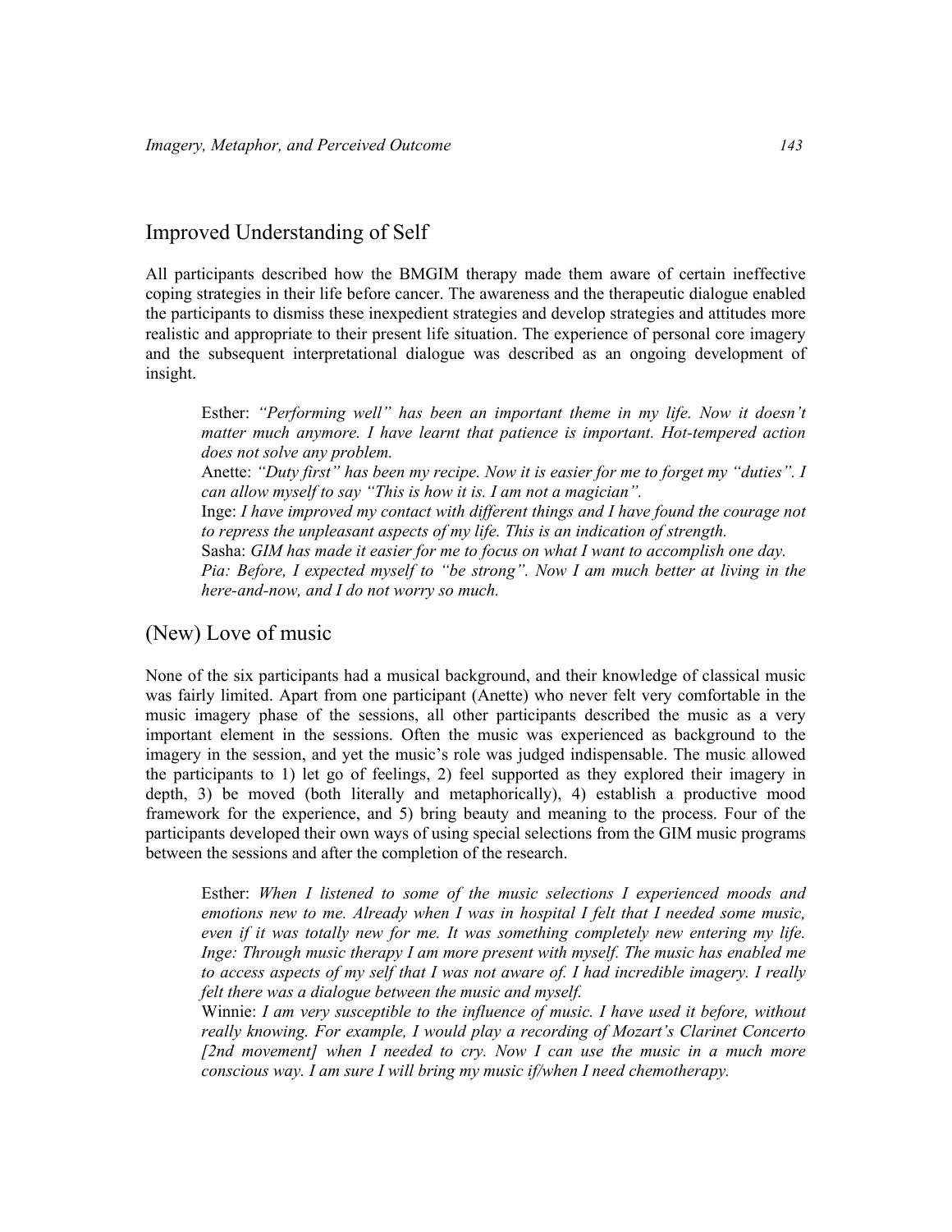## Improved Understanding of Self

All participants described how the BMGIM therapy made them aware of certain ineffective coping strategies in their life before cancer. The awareness and the therapeutic dialogue enabled the participants to dismiss these inexpedient strategies and develop strategies and attitudes more realistic and appropriate to their present life situation. The experience of personal core imagery and the subsequent interpretational dialogue was described as an ongoing development of insight.

> Esther: *"Performing well" has been an important theme in my life. Now it doesn't matter much anymore. I have learnt that patience is important. Hot-tempered action does not solve any problem.*
> Anette: *"Duty first" has been my recipe. Now it is easier for me to forget my "duties". I can allow myself to say "This is how it is. I am not a magician".*
> Inge: *I have improved my contact with different things and I have found the courage not to repress the unpleasant aspects of my life. This is an indication of strength.*
> Sasha: *GIM has made it easier for me to focus on what I want to accomplish one day.*
> *Pia: Before, I expected myself to "be strong". Now I am much better at living in the here-and-now, and I do not worry so much.*

## (New) Love of music

None of the six participants had a musical background, and their knowledge of classical music was fairly limited. Apart from one participant (Anette) who never felt very comfortable in the music imagery phase of the sessions, all other participants described the music as a very important element in the sessions. Often the music was experienced as background to the imagery in the session, and yet the music's role was judged indispensable. The music allowed the participants to 1) let go of feelings, 2) feel supported as they explored their imagery in depth, 3) be moved (both literally and metaphorically), 4) establish a productive mood framework for the experience, and 5) bring beauty and meaning to the process. Four of the participants developed their own ways of using special selections from the GIM music programs between the sessions and after the completion of the research.

> Esther: *When I listened to some of the music selections I experienced moods and emotions new to me. Already when I was in hospital I felt that I needed some music, even if it was totally new for me. It was something completely new entering my life.*
> *Inge: Through music therapy I am more present with myself. The music has enabled me to access aspects of my self that I was not aware of. I had incredible imagery. I really felt there was a dialogue between the music and myself.*
> Winnie: *I am very susceptible to the influence of music. I have used it before, without really knowing. For example, I would play a recording of Mozart's Clarinet Concerto [2nd movement] when I needed to cry. Now I can use the music in a much more conscious way. I am sure I will bring my music if/when I need chemotherapy.*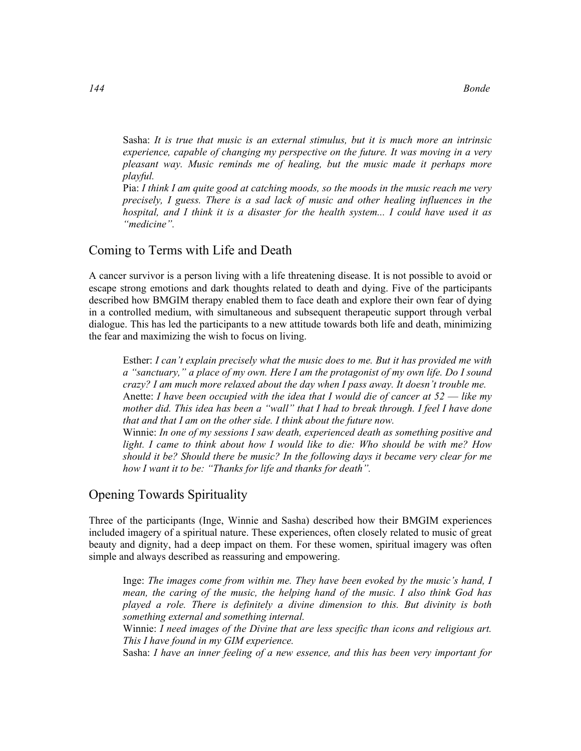Sasha: *It is true that music is an external stimulus, but it is much more an intrinsic experience, capable of changing my perspective on the future. It was moving in a very pleasant way. Music reminds me of healing, but the music made it perhaps more playful.*

Pia: *I think I am quite good at catching moods, so the moods in the music reach me very precisely, I guess. There is a sad lack of music and other healing influences in the hospital, and I think it is a disaster for the health system... I could have used it as "medicine".*

## Coming to Terms with Life and Death

A cancer survivor is a person living with a life threatening disease. It is not possible to avoid or escape strong emotions and dark thoughts related to death and dying. Five of the participants described how BMGIM therapy enabled them to face death and explore their own fear of dying in a controlled medium, with simultaneous and subsequent therapeutic support through verbal dialogue. This has led the participants to a new attitude towards both life and death, minimizing the fear and maximizing the wish to focus on living.

Esther: *I can't explain precisely what the music does to me. But it has provided me with a "sanctuary," a place of my own. Here I am the protagonist of my own life. Do I sound crazy? I am much more relaxed about the day when I pass away. It doesn't trouble me.*

Anette: *I have been occupied with the idea that I would die of cancer at 52 — like my mother did. This idea has been a "wall" that I had to break through. I feel I have done that and that I am on the other side. I think about the future now.*

Winnie: *In one of my sessions I saw death, experienced death as something positive and light. I came to think about how I would like to die: Who should be with me? How should it be? Should there be music? In the following days it became very clear for me how I want it to be: "Thanks for life and thanks for death".*

## Opening Towards Spirituality

Three of the participants (Inge, Winnie and Sasha) described how their BMGIM experiences included imagery of a spiritual nature. These experiences, often closely related to music of great beauty and dignity, had a deep impact on them. For these women, spiritual imagery was often simple and always described as reassuring and empowering.

Inge: *The images come from within me. They have been evoked by the music's hand, I mean, the caring of the music, the helping hand of the music. I also think God has played a role. There is definitely a divine dimension to this. But divinity is both something external and something internal.*

Winnie: *I need images of the Divine that are less specific than icons and religious art. This I have found in my GIM experience.*

Sasha: *I have an inner feeling of a new essence, and this has been very important for*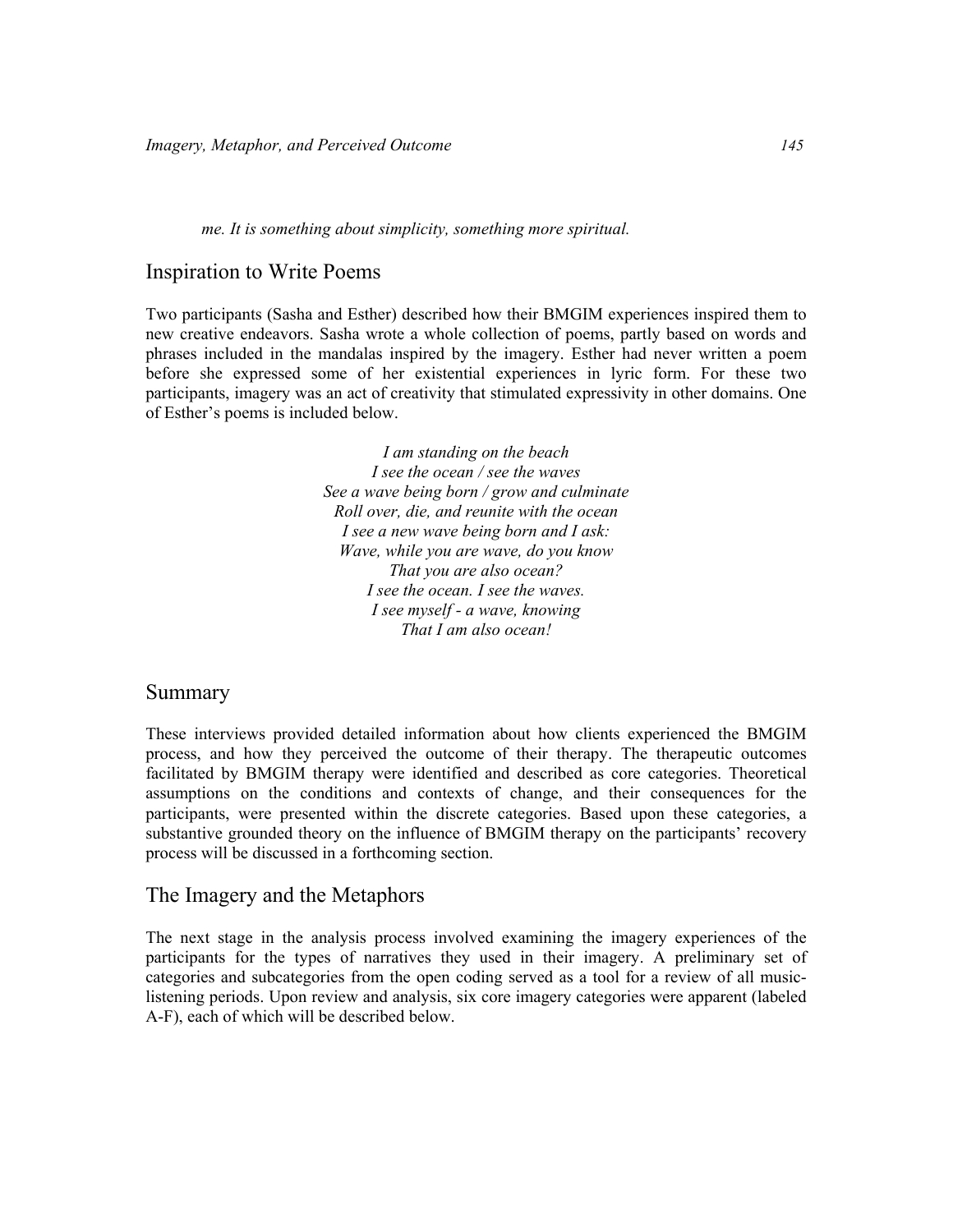*me. It is something about simplicity, something more spiritual.*

## Inspiration to Write Poems

Two participants (Sasha and Esther) described how their BMGIM experiences inspired them to new creative endeavors. Sasha wrote a whole collection of poems, partly based on words and phrases included in the mandalas inspired by the imagery. Esther had never written a poem before she expressed some of her existential experiences in lyric form. For these two participants, imagery was an act of creativity that stimulated expressivity in other domains. One of Esther's poems is included below.

*I am standing on the beach*
*I see the ocean / see the waves*
*See a wave being born / grow and culminate*
*Roll over, die, and reunite with the ocean*
*I see a new wave being born and I ask:*
*Wave, while you are wave, do you know*
*That you are also ocean?*
*I see the ocean. I see the waves.*
*I see myself - a wave, knowing*
*That I am also ocean!*

## Summary

These interviews provided detailed information about how clients experienced the BMGIM process, and how they perceived the outcome of their therapy. The therapeutic outcomes facilitated by BMGIM therapy were identified and described as core categories. Theoretical assumptions on the conditions and contexts of change, and their consequences for the participants, were presented within the discrete categories. Based upon these categories, a substantive grounded theory on the influence of BMGIM therapy on the participants' recovery process will be discussed in a forthcoming section.

## The Imagery and the Metaphors

The next stage in the analysis process involved examining the imagery experiences of the participants for the types of narratives they used in their imagery. A preliminary set of categories and subcategories from the open coding served as a tool for a review of all music-listening periods. Upon review and analysis, six core imagery categories were apparent (labeled A-F), each of which will be described below.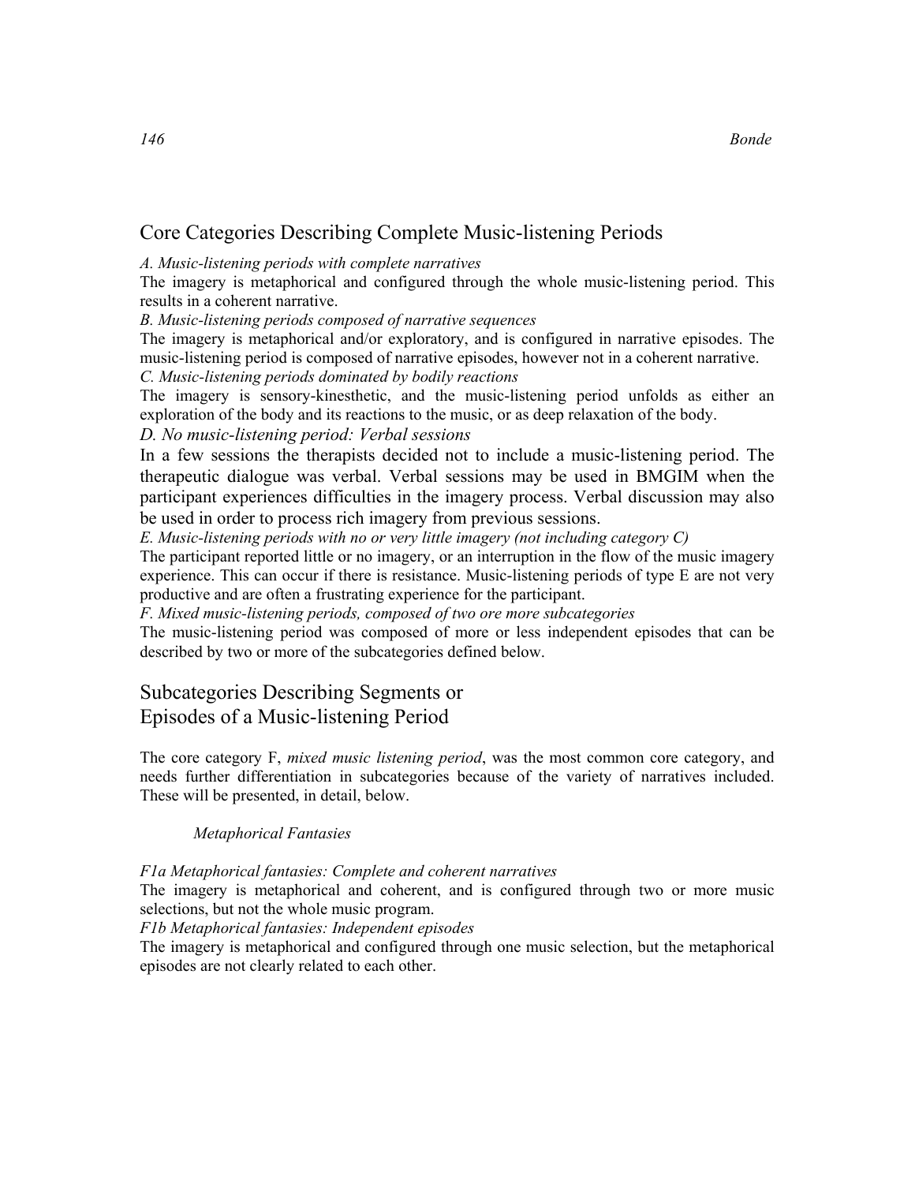## Core Categories Describing Complete Music-listening Periods

*A. Music-listening periods with complete narratives*

The imagery is metaphorical and configured through the whole music-listening period. This results in a coherent narrative.

*B. Music-listening periods composed of narrative sequences*

The imagery is metaphorical and/or exploratory, and is configured in narrative episodes. The music-listening period is composed of narrative episodes, however not in a coherent narrative.

*C. Music-listening periods dominated by bodily reactions*

The imagery is sensory-kinesthetic, and the music-listening period unfolds as either an exploration of the body and its reactions to the music, or as deep relaxation of the body.

*D. No music-listening period: Verbal sessions*

In a few sessions the therapists decided not to include a music-listening period. The therapeutic dialogue was verbal. Verbal sessions may be used in BMGIM when the participant experiences difficulties in the imagery process. Verbal discussion may also be used in order to process rich imagery from previous sessions.

*E. Music-listening periods with no or very little imagery (not including category C)*

The participant reported little or no imagery, or an interruption in the flow of the music imagery experience. This can occur if there is resistance. Music-listening periods of type E are not very productive and are often a frustrating experience for the participant.

*F. Mixed music-listening periods, composed of two ore more subcategories*

The music-listening period was composed of more or less independent episodes that can be described by two or more of the subcategories defined below.

## Subcategories Describing Segments or Episodes of a Music-listening Period

The core category F, *mixed music listening period*, was the most common core category, and needs further differentiation in subcategories because of the variety of narratives included. These will be presented, in detail, below.

### *Metaphorical Fantasies*

*F1a Metaphorical fantasies: Complete and coherent narratives*

The imagery is metaphorical and coherent, and is configured through two or more music selections, but not the whole music program.

*F1b Metaphorical fantasies: Independent episodes*

The imagery is metaphorical and configured through one music selection, but the metaphorical episodes are not clearly related to each other.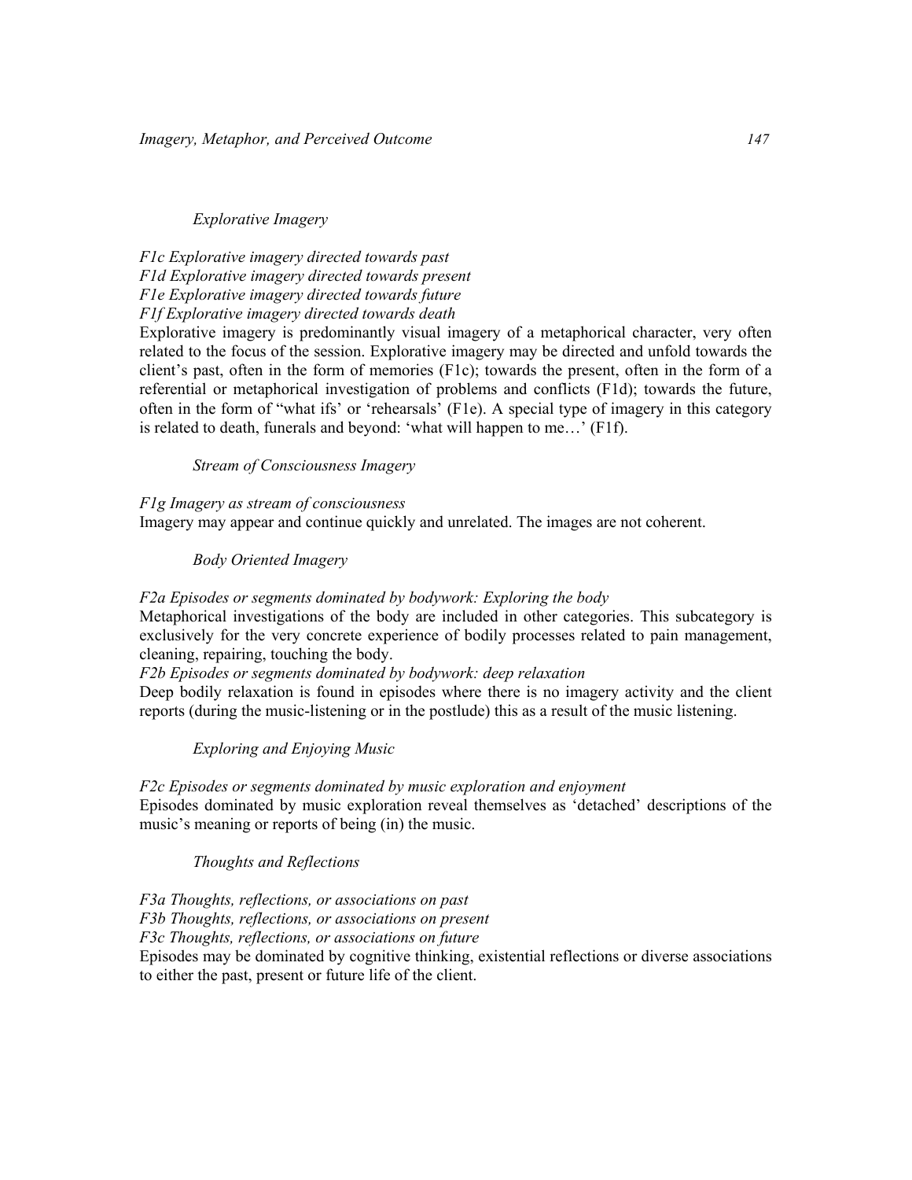### *Explorative Imagery*

*F1c Explorative imagery directed towards past*
*F1d Explorative imagery directed towards present*
*F1e Explorative imagery directed towards future*
*F1f Explorative imagery directed towards death*

Explorative imagery is predominantly visual imagery of a metaphorical character, very often related to the focus of the session. Explorative imagery may be directed and unfold towards the client's past, often in the form of memories (F1c); towards the present, often in the form of a referential or metaphorical investigation of problems and conflicts (F1d); towards the future, often in the form of "what ifs' or 'rehearsals' (F1e). A special type of imagery in this category is related to death, funerals and beyond: 'what will happen to me…' (F1f).

### *Stream of Consciousness Imagery*

*F1g Imagery as stream of consciousness*

Imagery may appear and continue quickly and unrelated. The images are not coherent.

### *Body Oriented Imagery*

*F2a Episodes or segments dominated by bodywork: Exploring the body*

Metaphorical investigations of the body are included in other categories. This subcategory is exclusively for the very concrete experience of bodily processes related to pain management, cleaning, repairing, touching the body.

*F2b Episodes or segments dominated by bodywork: deep relaxation*

Deep bodily relaxation is found in episodes where there is no imagery activity and the client reports (during the music-listening or in the postlude) this as a result of the music listening.

### *Exploring and Enjoying Music*

*F2c Episodes or segments dominated by music exploration and enjoyment*

Episodes dominated by music exploration reveal themselves as 'detached' descriptions of the music's meaning or reports of being (in) the music.

### *Thoughts and Reflections*

*F3a Thoughts, reflections, or associations on past*
*F3b Thoughts, reflections, or associations on present*
*F3c Thoughts, reflections, or associations on future*

Episodes may be dominated by cognitive thinking, existential reflections or diverse associations to either the past, present or future life of the client.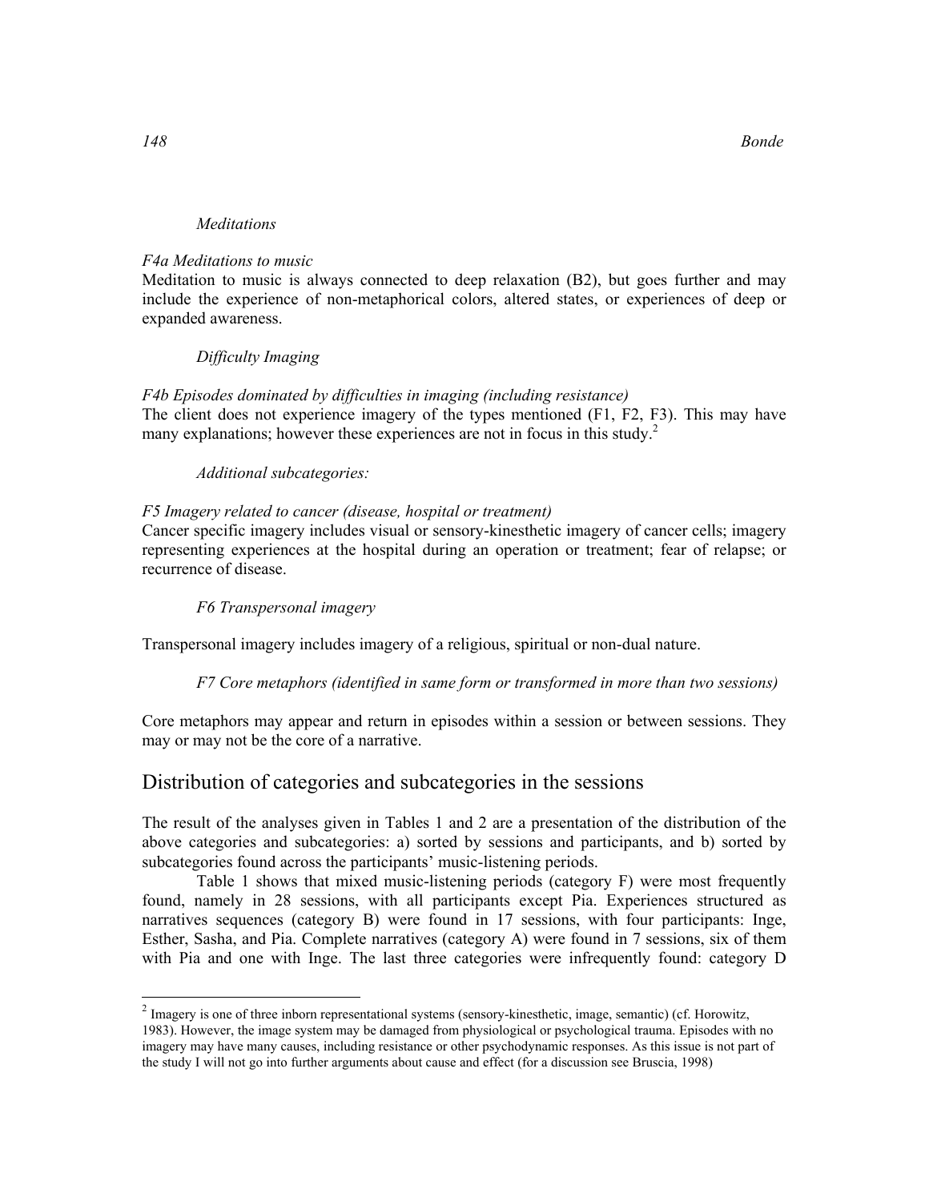*Meditations*

*F4a Meditations to music*

Meditation to music is always connected to deep relaxation (B2), but goes further and may include the experience of non-metaphorical colors, altered states, or experiences of deep or expanded awareness.

*Difficulty Imaging*

*F4b Episodes dominated by difficulties in imaging (including resistance)*

The client does not experience imagery of the types mentioned (F1, F2, F3). This may have many explanations; however these experiences are not in focus in this study.[2]

*Additional subcategories:*

*F5 Imagery related to cancer (disease, hospital or treatment)*

Cancer specific imagery includes visual or sensory-kinesthetic imagery of cancer cells; imagery representing experiences at the hospital during an operation or treatment; fear of relapse; or recurrence of disease.

*F6 Transpersonal imagery*

Transpersonal imagery includes imagery of a religious, spiritual or non-dual nature.

*F7 Core metaphors (identified in same form or transformed in more than two sessions)*

Core metaphors may appear and return in episodes within a session or between sessions. They may or may not be the core of a narrative.

## Distribution of categories and subcategories in the sessions

The result of the analyses given in Tables 1 and 2 are a presentation of the distribution of the above categories and subcategories: a) sorted by sessions and participants, and b) sorted by subcategories found across the participants' music-listening periods.

Table 1 shows that mixed music-listening periods (category F) were most frequently found, namely in 28 sessions, with all participants except Pia. Experiences structured as narratives sequences (category B) were found in 17 sessions, with four participants: Inge, Esther, Sasha, and Pia. Complete narratives (category A) were found in 7 sessions, six of them with Pia and one with Inge. The last three categories were infrequently found: category D

[2] Imagery is one of three inborn representational systems (sensory-kinesthetic, image, semantic) (cf. Horowitz, 1983). However, the image system may be damaged from physiological or psychological trauma. Episodes with no imagery may have many causes, including resistance or other psychodynamic responses. As this issue is not part of the study I will not go into further arguments about cause and effect (for a discussion see Bruscia, 1998)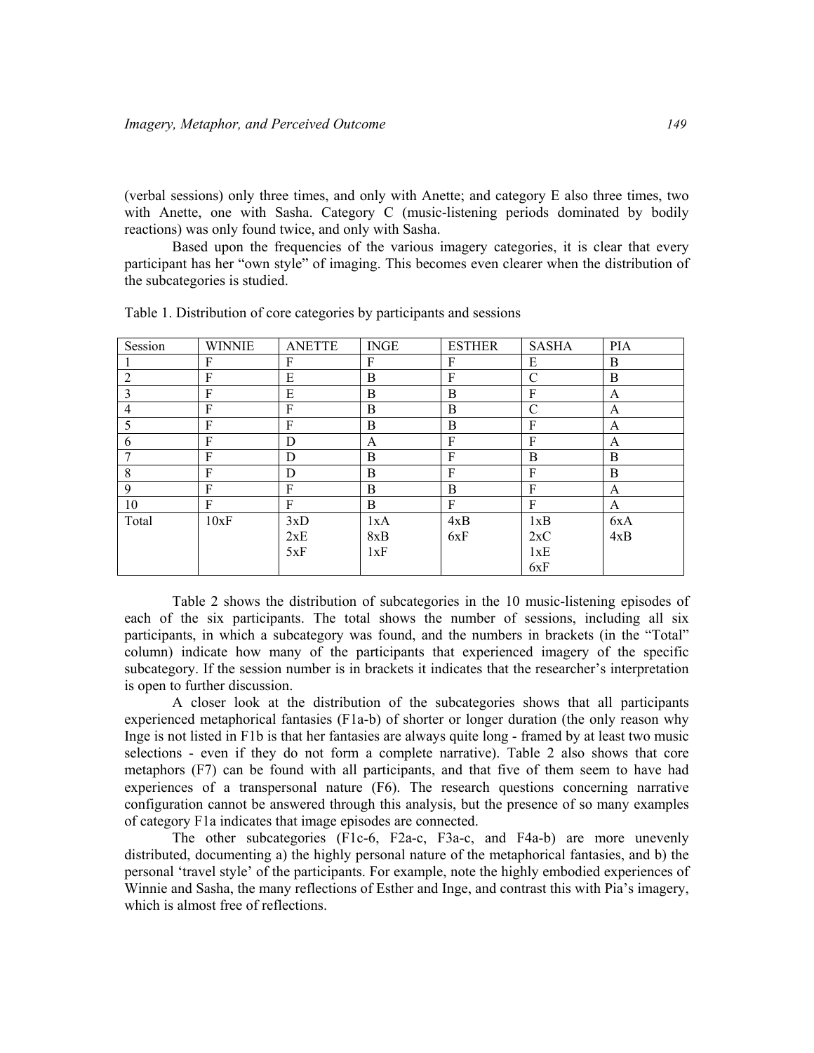(verbal sessions) only three times, and only with Anette; and category E also three times, two with Anette, one with Sasha. Category C (music-listening periods dominated by bodily reactions) was only found twice, and only with Sasha.

Based upon the frequencies of the various imagery categories, it is clear that every participant has her "own style" of imaging. This becomes even clearer when the distribution of the subcategories is studied.

Table 1. Distribution of core categories by participants and sessions

| Session | WINNIE | ANETTE | INGE | ESTHER | SASHA | PIA |
|---|---|---|---|---|---|---|
| 1 | F | F | F | F | E | B |
| 2 | F | E | B | F | C | B |
| 3 | F | E | B | B | F | A |
| 4 | F | F | B | B | C | A |
| 5 | F | F | B | B | F | A |
| 6 | F | D | A | F | F | A |
| 7 | F | D | B | F | B | B |
| 8 | F | D | B | F | F | B |
| 9 | F | F | B | B | F | A |
| 10 | F | F | B | F | F | A |
| Total | 10xF | 3xD<br>2xE<br>5xF | 1xA<br>8xB<br>1xF | 4xB<br>6xF | 1xB<br>2xC<br>1xE<br>6xF | 6xA<br>4xB |

Table 2 shows the distribution of subcategories in the 10 music-listening episodes of each of the six participants. The total shows the number of sessions, including all six participants, in which a subcategory was found, and the numbers in brackets (in the "Total" column) indicate how many of the participants that experienced imagery of the specific subcategory. If the session number is in brackets it indicates that the researcher's interpretation is open to further discussion.

A closer look at the distribution of the subcategories shows that all participants experienced metaphorical fantasies (F1a-b) of shorter or longer duration (the only reason why Inge is not listed in F1b is that her fantasies are always quite long - framed by at least two music selections - even if they do not form a complete narrative). Table 2 also shows that core metaphors (F7) can be found with all participants, and that five of them seem to have had experiences of a transpersonal nature (F6). The research questions concerning narrative configuration cannot be answered through this analysis, but the presence of so many examples of category F1a indicates that image episodes are connected.

The other subcategories (F1c-6, F2a-c, F3a-c, and F4a-b) are more unevenly distributed, documenting a) the highly personal nature of the metaphorical fantasies, and b) the personal 'travel style' of the participants. For example, note the highly embodied experiences of Winnie and Sasha, the many reflections of Esther and Inge, and contrast this with Pia's imagery, which is almost free of reflections.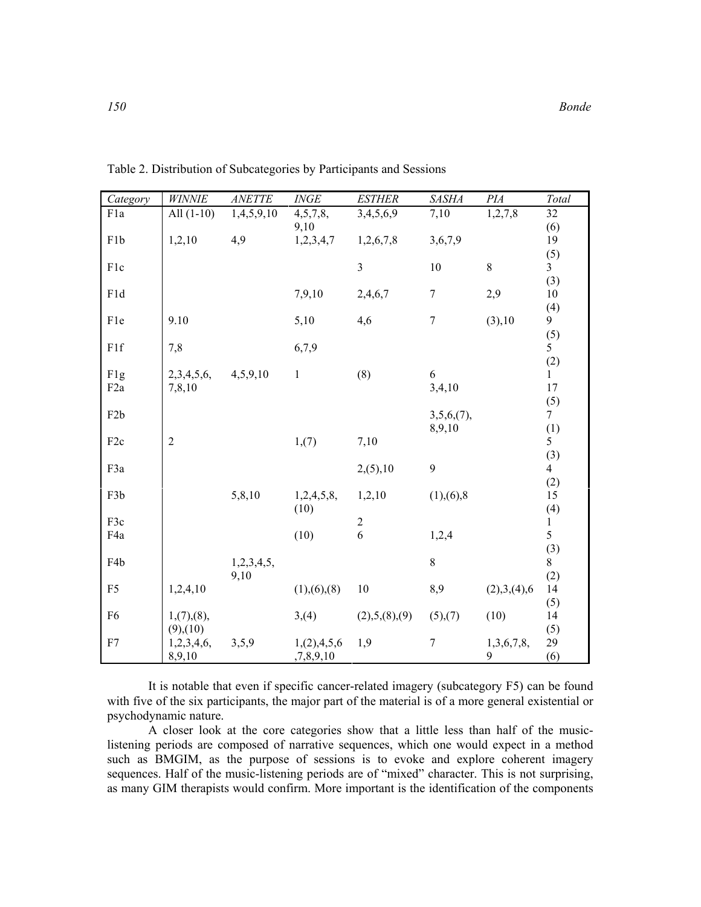Table 2. Distribution of Subcategories by Participants and Sessions

| *Category* | *WINNIE* | *ANETTE* | *INGE* | *ESTHER* | *SASHA* | *PIA* | *Total* |
|---|---|---|---|---|---|---|---|
| F1a | All (1-10) | 1,4,5,9,10 | 4,5,7,8, 9,10 | 3,4,5,6,9 | 7,10 | 1,2,7,8 | 32 (6) |
| F1b | 1,2,10 | 4,9 | 1,2,3,4,7 | 1,2,6,7,8 | 3,6,7,9 | | 19 (5) |
| F1c | | | | 3 | 10 | 8 | 3 (3) |
| F1d | | | 7,9,10 | 2,4,6,7 | 7 | 2,9 | 10 (4) |
| F1e | 9.10 | | 5,10 | 4,6 | 7 | (3),10 | 9 (5) |
| F1f | 7,8 | | 6,7,9 | | | | 5 (2) |
| F1g | 2,3,4,5,6, | 4,5,9,10 | 1 | (8) | 6 | | 1 |
| F2a | 7,8,10 | | | | 3,4,10 | | 17 (5) |
| F2b | | | | | 3,5,6,(7), 8,9,10 | | 7 (1) |
| F2c | 2 | | 1,(7) | 7,10 | | | 5 (3) |
| F3a | | | | 2,(5),10 | 9 | | 4 (2) |
| F3b | | 5,8,10 | 1,2,4,5,8, (10) | 1,2,10 | (1),(6),8 | | 15 (4) |
| F3c | | | | 2 | | | 1 |
| F4a | | | (10) | 6 | 1,2,4 | | 5 (3) |
| F4b | | 1,2,3,4,5, 9,10 | | | 8 | | 8 (2) |
| F5 | 1,2,4,10 | | (1),(6),(8) | 10 | 8,9 | (2),3,(4),6 | 14 (5) |
| F6 | 1,(7),(8), (9),(10) | | 3,(4) | (2),5,(8),(9) | (5),(7) | (10) | 14 (5) |
| F7 | 1,2,3,4,6, 8,9,10 | 3,5,9 | 1,(2),4,5,6 ,7,8,9,10 | 1,9 | 7 | 1,3,6,7,8, 9 | 29 (6) |

It is notable that even if specific cancer-related imagery (subcategory F5) can be found with five of the six participants, the major part of the material is of a more general existential or psychodynamic nature.

A closer look at the core categories show that a little less than half of the music-listening periods are composed of narrative sequences, which one would expect in a method such as BMGIM, as the purpose of sessions is to evoke and explore coherent imagery sequences. Half of the music-listening periods are of "mixed" character. This is not surprising, as many GIM therapists would confirm. More important is the identification of the components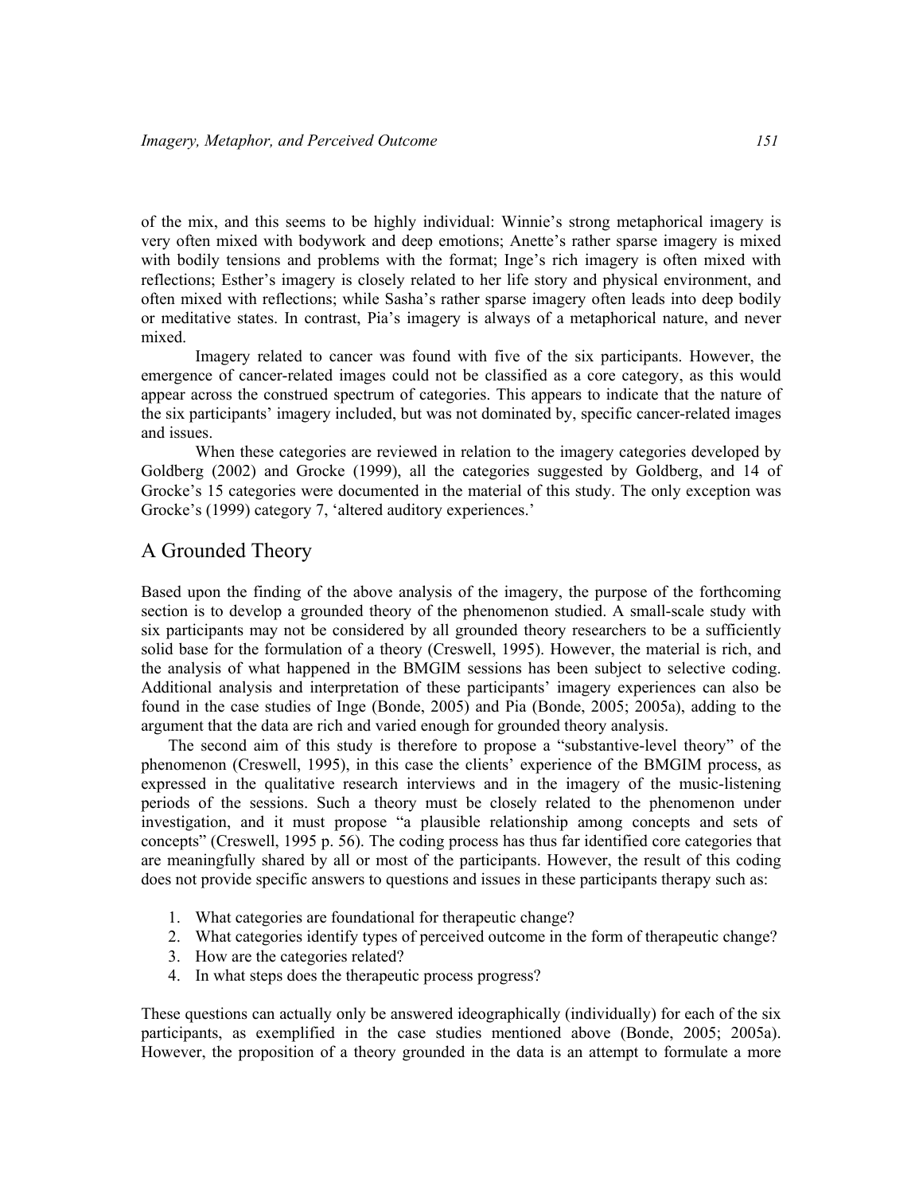of the mix, and this seems to be highly individual: Winnie's strong metaphorical imagery is very often mixed with bodywork and deep emotions; Anette's rather sparse imagery is mixed with bodily tensions and problems with the format; Inge's rich imagery is often mixed with reflections; Esther's imagery is closely related to her life story and physical environment, and often mixed with reflections; while Sasha's rather sparse imagery often leads into deep bodily or meditative states. In contrast, Pia's imagery is always of a metaphorical nature, and never mixed.

Imagery related to cancer was found with five of the six participants. However, the emergence of cancer-related images could not be classified as a core category, as this would appear across the construed spectrum of categories. This appears to indicate that the nature of the six participants' imagery included, but was not dominated by, specific cancer-related images and issues.

When these categories are reviewed in relation to the imagery categories developed by Goldberg (2002) and Grocke (1999), all the categories suggested by Goldberg, and 14 of Grocke's 15 categories were documented in the material of this study. The only exception was Grocke's (1999) category 7, 'altered auditory experiences.'

## A Grounded Theory

Based upon the finding of the above analysis of the imagery, the purpose of the forthcoming section is to develop a grounded theory of the phenomenon studied. A small-scale study with six participants may not be considered by all grounded theory researchers to be a sufficiently solid base for the formulation of a theory (Creswell, 1995). However, the material is rich, and the analysis of what happened in the BMGIM sessions has been subject to selective coding. Additional analysis and interpretation of these participants' imagery experiences can also be found in the case studies of Inge (Bonde, 2005) and Pia (Bonde, 2005; 2005a), adding to the argument that the data are rich and varied enough for grounded theory analysis.

The second aim of this study is therefore to propose a "substantive-level theory" of the phenomenon (Creswell, 1995), in this case the clients' experience of the BMGIM process, as expressed in the qualitative research interviews and in the imagery of the music-listening periods of the sessions. Such a theory must be closely related to the phenomenon under investigation, and it must propose "a plausible relationship among concepts and sets of concepts" (Creswell, 1995 p. 56). The coding process has thus far identified core categories that are meaningfully shared by all or most of the participants. However, the result of this coding does not provide specific answers to questions and issues in these participants therapy such as:

1. What categories are foundational for therapeutic change?
2. What categories identify types of perceived outcome in the form of therapeutic change?
3. How are the categories related?
4. In what steps does the therapeutic process progress?

These questions can actually only be answered ideographically (individually) for each of the six participants, as exemplified in the case studies mentioned above (Bonde, 2005; 2005a). However, the proposition of a theory grounded in the data is an attempt to formulate a more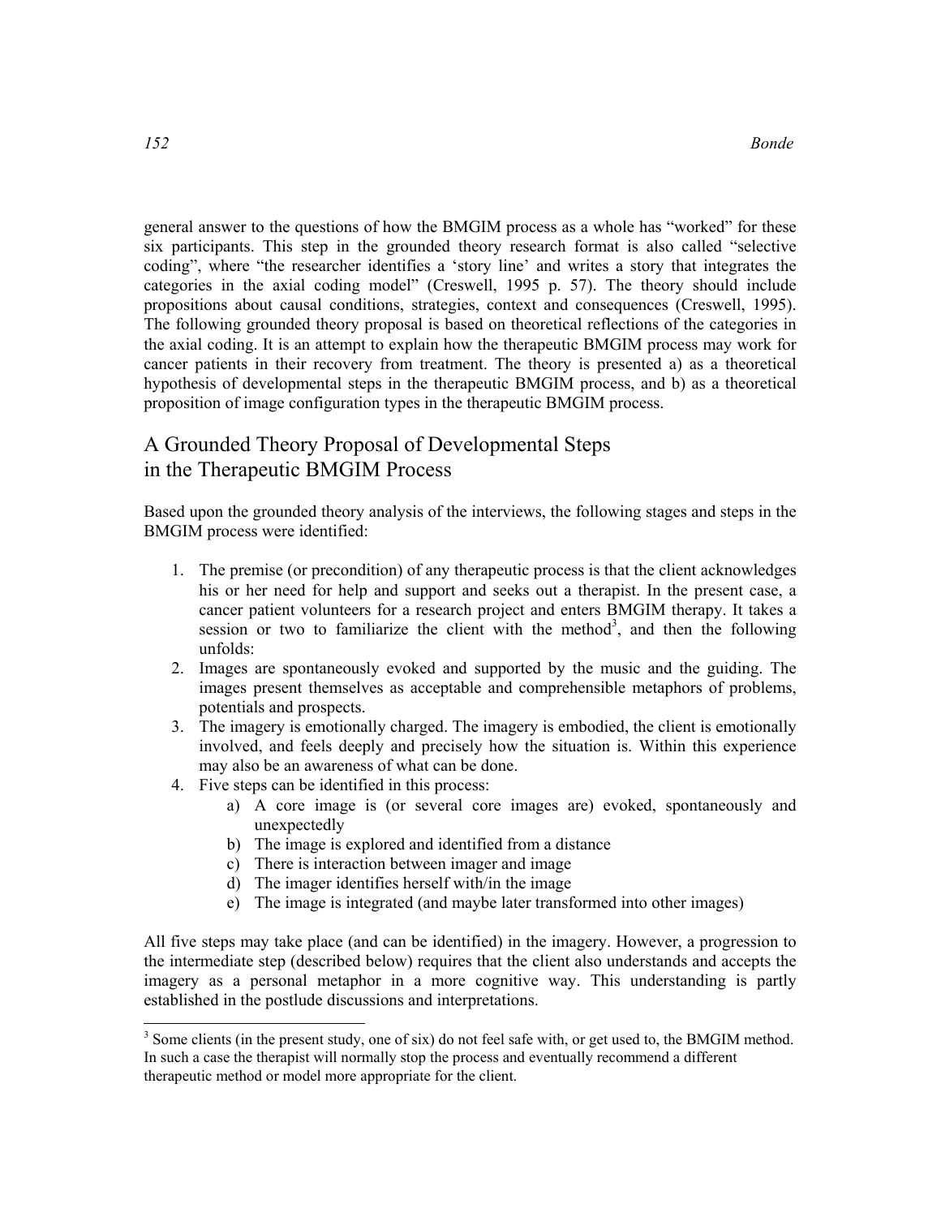general answer to the questions of how the BMGIM process as a whole has "worked" for these six participants. This step in the grounded theory research format is also called "selective coding", where "the researcher identifies a 'story line' and writes a story that integrates the categories in the axial coding model" (Creswell, 1995 p. 57). The theory should include propositions about causal conditions, strategies, context and consequences (Creswell, 1995). The following grounded theory proposal is based on theoretical reflections of the categories in the axial coding. It is an attempt to explain how the therapeutic BMGIM process may work for cancer patients in their recovery from treatment. The theory is presented a) as a theoretical hypothesis of developmental steps in the therapeutic BMGIM process, and b) as a theoretical proposition of image configuration types in the therapeutic BMGIM process.

## A Grounded Theory Proposal of Developmental Steps in the Therapeutic BMGIM Process

Based upon the grounded theory analysis of the interviews, the following stages and steps in the BMGIM process were identified:

1. The premise (or precondition) of any therapeutic process is that the client acknowledges his or her need for help and support and seeks out a therapist. In the present case, a cancer patient volunteers for a research project and enters BMGIM therapy. It takes a session or two to familiarize the client with the method[3], and then the following unfolds:
2. Images are spontaneously evoked and supported by the music and the guiding. The images present themselves as acceptable and comprehensible metaphors of problems, potentials and prospects.
3. The imagery is emotionally charged. The imagery is embodied, the client is emotionally involved, and feels deeply and precisely how the situation is. Within this experience may also be an awareness of what can be done.
4. Five steps can be identified in this process:
    a) A core image is (or several core images are) evoked, spontaneously and unexpectedly
    b) The image is explored and identified from a distance
    c) There is interaction between imager and image
    d) The imager identifies herself with/in the image
    e) The image is integrated (and maybe later transformed into other images)

All five steps may take place (and can be identified) in the imagery. However, a progression to the intermediate step (described below) requires that the client also understands and accepts the imagery as a personal metaphor in a more cognitive way. This understanding is partly established in the postlude discussions and interpretations.

[3] Some clients (in the present study, one of six) do not feel safe with, or get used to, the BMGIM method. In such a case the therapist will normally stop the process and eventually recommend a different therapeutic method or model more appropriate for the client.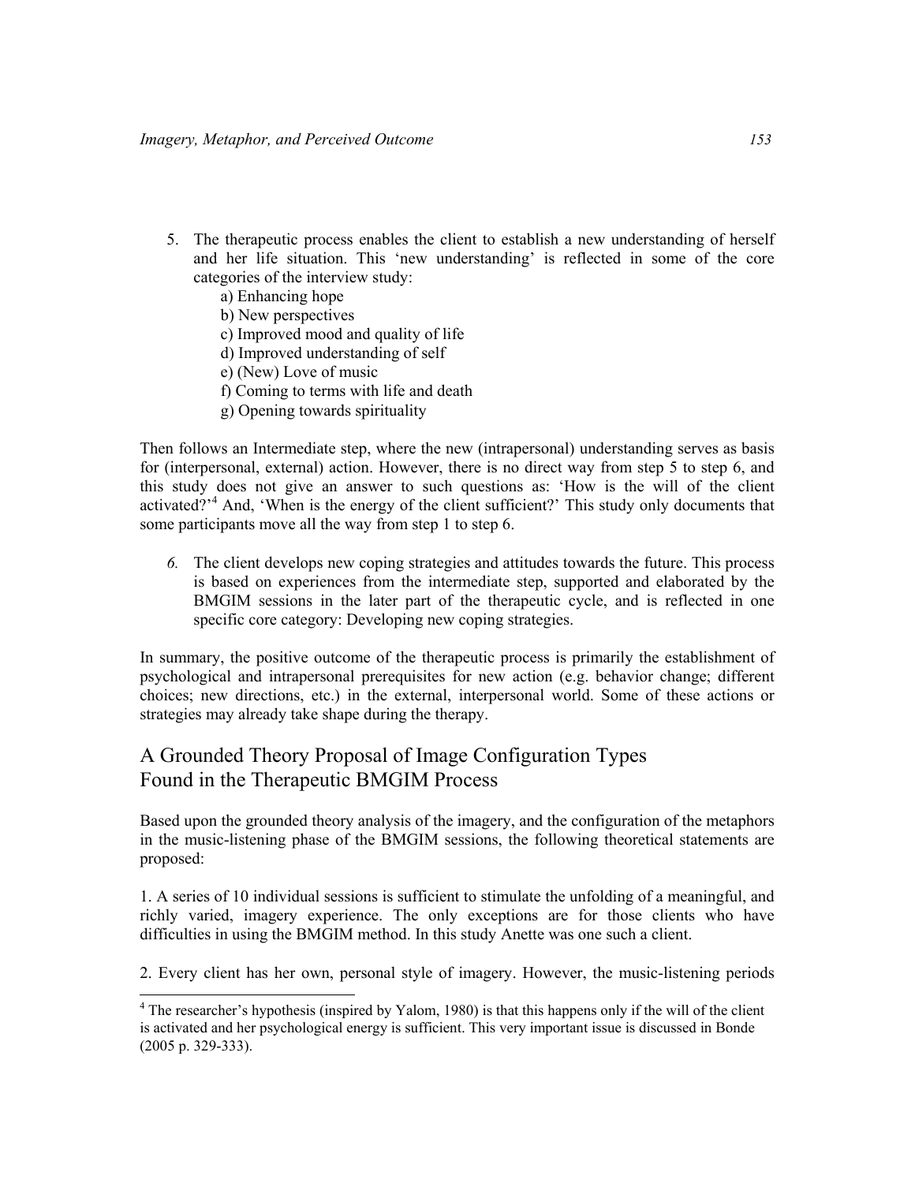5. The therapeutic process enables the client to establish a new understanding of herself and her life situation. This 'new understanding' is reflected in some of the core categories of the interview study:
   a) Enhancing hope
   b) New perspectives
   c) Improved mood and quality of life
   d) Improved understanding of self
   e) (New) Love of music
   f) Coming to terms with life and death
   g) Opening towards spirituality

Then follows an Intermediate step, where the new (intrapersonal) understanding serves as basis for (interpersonal, external) action. However, there is no direct way from step 5 to step 6, and this study does not give an answer to such questions as: 'How is the will of the client activated?'[4] And, 'When is the energy of the client sufficient?' This study only documents that some participants move all the way from step 1 to step 6.

*6.* The client develops new coping strategies and attitudes towards the future. This process is based on experiences from the intermediate step, supported and elaborated by the BMGIM sessions in the later part of the therapeutic cycle, and is reflected in one specific core category: Developing new coping strategies.

In summary, the positive outcome of the therapeutic process is primarily the establishment of psychological and intrapersonal prerequisites for new action (e.g. behavior change; different choices; new directions, etc.) in the external, interpersonal world. Some of these actions or strategies may already take shape during the therapy.

## A Grounded Theory Proposal of Image Configuration Types Found in the Therapeutic BMGIM Process

Based upon the grounded theory analysis of the imagery, and the configuration of the metaphors in the music-listening phase of the BMGIM sessions, the following theoretical statements are proposed:

1. A series of 10 individual sessions is sufficient to stimulate the unfolding of a meaningful, and richly varied, imagery experience. The only exceptions are for those clients who have difficulties in using the BMGIM method. In this study Anette was one such a client.

2. Every client has her own, personal style of imagery. However, the music-listening periods

[4] The researcher's hypothesis (inspired by Yalom, 1980) is that this happens only if the will of the client is activated and her psychological energy is sufficient. This very important issue is discussed in Bonde (2005 p. 329-333).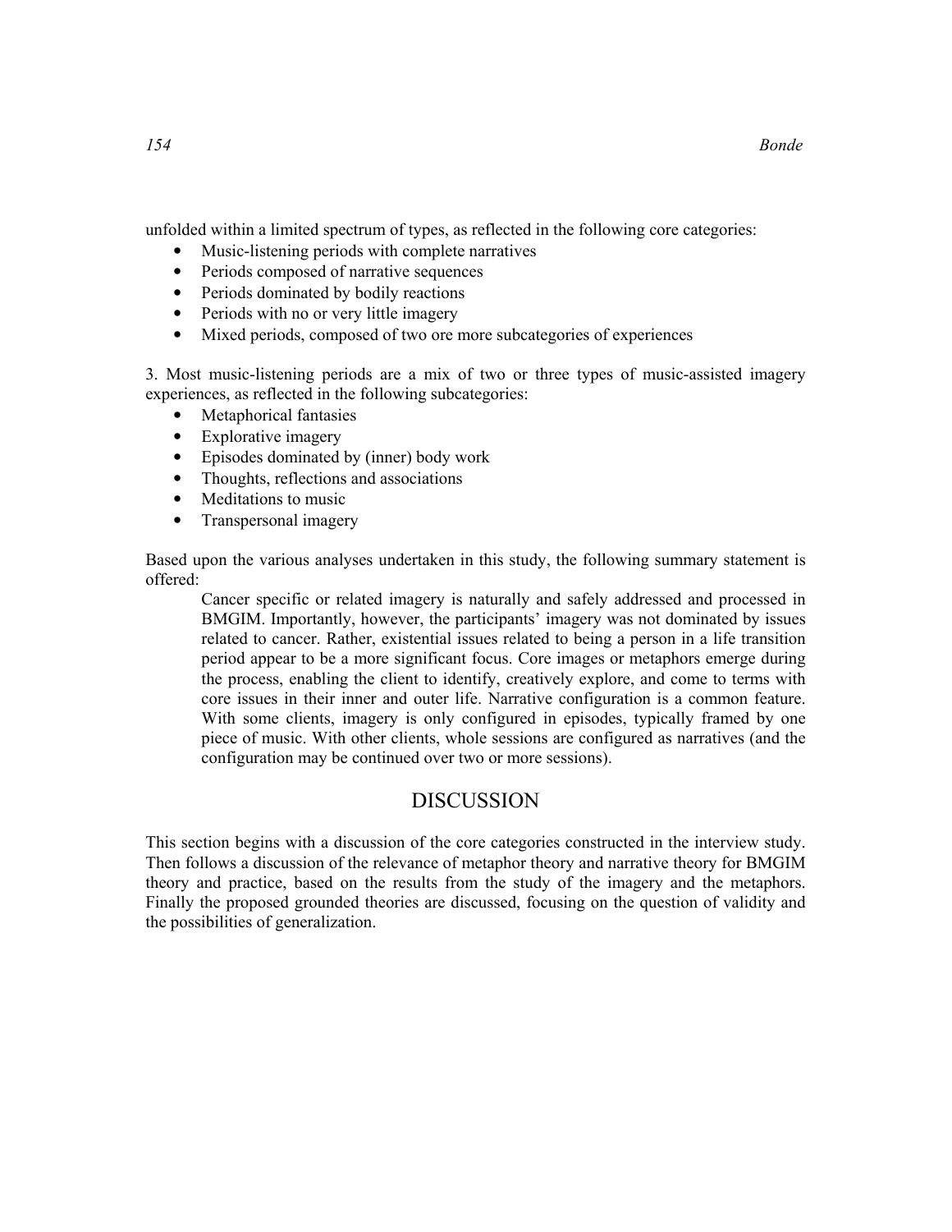unfolded within a limited spectrum of types, as reflected in the following core categories:

- Music-listening periods with complete narratives
- Periods composed of narrative sequences
- Periods dominated by bodily reactions
- Periods with no or very little imagery
- Mixed periods, composed of two ore more subcategories of experiences

3. Most music-listening periods are a mix of two or three types of music-assisted imagery experiences, as reflected in the following subcategories:

- Metaphorical fantasies
- Explorative imagery
- Episodes dominated by (inner) body work
- Thoughts, reflections and associations
- Meditations to music
- Transpersonal imagery

Based upon the various analyses undertaken in this study, the following summary statement is offered:

> Cancer specific or related imagery is naturally and safely addressed and processed in BMGIM. Importantly, however, the participants' imagery was not dominated by issues related to cancer. Rather, existential issues related to being a person in a life transition period appear to be a more significant focus. Core images or metaphors emerge during the process, enabling the client to identify, creatively explore, and come to terms with core issues in their inner and outer life. Narrative configuration is a common feature. With some clients, imagery is only configured in episodes, typically framed by one piece of music. With other clients, whole sessions are configured as narratives (and the configuration may be continued over two or more sessions).

## DISCUSSION

This section begins with a discussion of the core categories constructed in the interview study. Then follows a discussion of the relevance of metaphor theory and narrative theory for BMGIM theory and practice, based on the results from the study of the imagery and the metaphors. Finally the proposed grounded theories are discussed, focusing on the question of validity and the possibilities of generalization.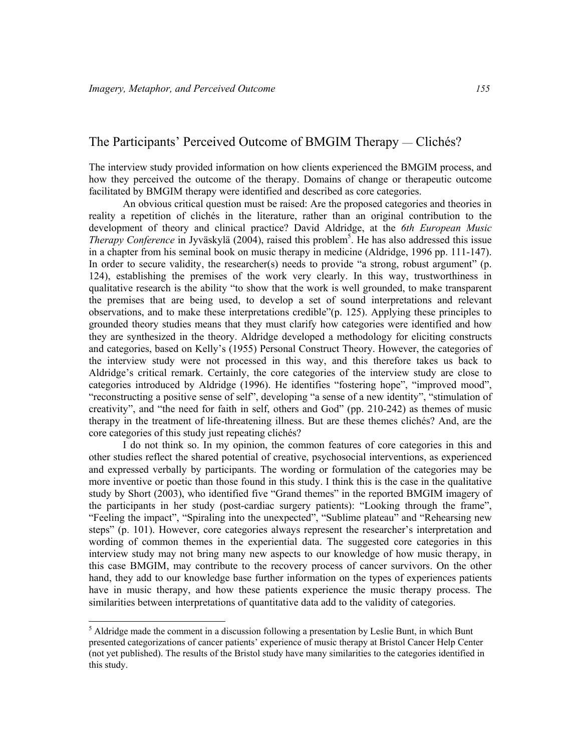## The Participants' Perceived Outcome of BMGIM Therapy — Clichés?

The interview study provided information on how clients experienced the BMGIM process, and how they perceived the outcome of the therapy. Domains of change or therapeutic outcome facilitated by BMGIM therapy were identified and described as core categories.

An obvious critical question must be raised: Are the proposed categories and theories in reality a repetition of clichés in the literature, rather than an original contribution to the development of theory and clinical practice? David Aldridge, at the *6th European Music Therapy Conference* in Jyväskylä (2004), raised this problem[5]. He has also addressed this issue in a chapter from his seminal book on music therapy in medicine (Aldridge, 1996 pp. 111-147). In order to secure validity, the researcher(s) needs to provide "a strong, robust argument" (p. 124), establishing the premises of the work very clearly. In this way, trustworthiness in qualitative research is the ability "to show that the work is well grounded, to make transparent the premises that are being used, to develop a set of sound interpretations and relevant observations, and to make these interpretations credible"(p. 125). Applying these principles to grounded theory studies means that they must clarify how categories were identified and how they are synthesized in the theory. Aldridge developed a methodology for eliciting constructs and categories, based on Kelly's (1955) Personal Construct Theory. However, the categories of the interview study were not processed in this way, and this therefore takes us back to Aldridge's critical remark. Certainly, the core categories of the interview study are close to categories introduced by Aldridge (1996). He identifies "fostering hope", "improved mood", "reconstructing a positive sense of self", developing "a sense of a new identity", "stimulation of creativity", and "the need for faith in self, others and God" (pp. 210-242) as themes of music therapy in the treatment of life-threatening illness. But are these themes clichés? And, are the core categories of this study just repeating clichés?

I do not think so. In my opinion, the common features of core categories in this and other studies reflect the shared potential of creative, psychosocial interventions, as experienced and expressed verbally by participants. The wording or formulation of the categories may be more inventive or poetic than those found in this study. I think this is the case in the qualitative study by Short (2003), who identified five "Grand themes" in the reported BMGIM imagery of the participants in her study (post-cardiac surgery patients): "Looking through the frame", "Feeling the impact", "Spiraling into the unexpected", "Sublime plateau" and "Rehearsing new steps" (p. 101). However, core categories always represent the researcher's interpretation and wording of common themes in the experiential data. The suggested core categories in this interview study may not bring many new aspects to our knowledge of how music therapy, in this case BMGIM, may contribute to the recovery process of cancer survivors. On the other hand, they add to our knowledge base further information on the types of experiences patients have in music therapy, and how these patients experience the music therapy process. The similarities between interpretations of quantitative data add to the validity of categories.

---

[5] Aldridge made the comment in a discussion following a presentation by Leslie Bunt, in which Bunt presented categorizations of cancer patients' experience of music therapy at Bristol Cancer Help Center (not yet published). The results of the Bristol study have many similarities to the categories identified in this study.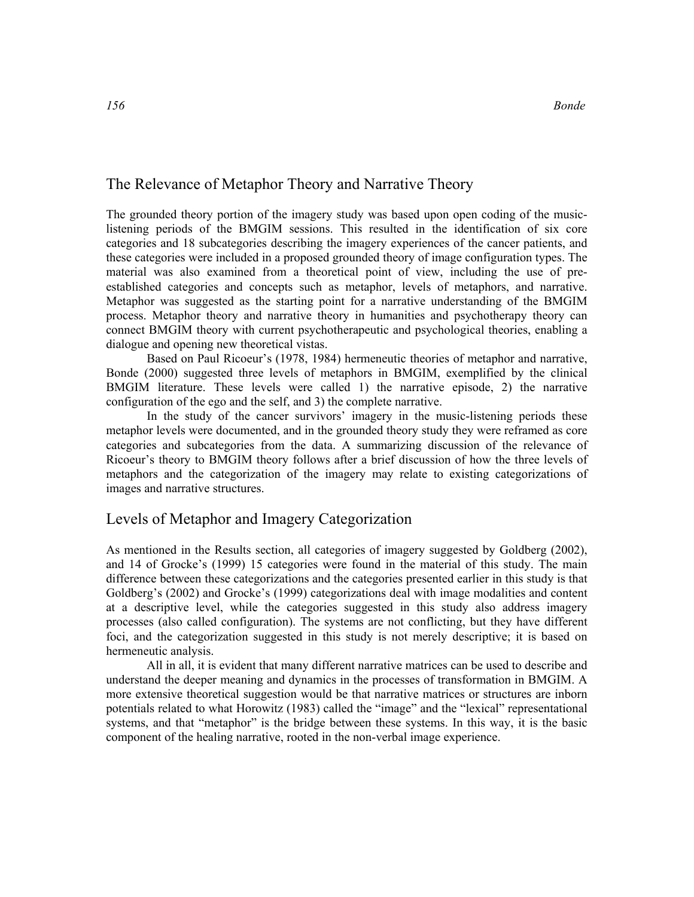## The Relevance of Metaphor Theory and Narrative Theory

The grounded theory portion of the imagery study was based upon open coding of the music-listening periods of the BMGIM sessions. This resulted in the identification of six core categories and 18 subcategories describing the imagery experiences of the cancer patients, and these categories were included in a proposed grounded theory of image configuration types. The material was also examined from a theoretical point of view, including the use of pre-established categories and concepts such as metaphor, levels of metaphors, and narrative. Metaphor was suggested as the starting point for a narrative understanding of the BMGIM process. Metaphor theory and narrative theory in humanities and psychotherapy theory can connect BMGIM theory with current psychotherapeutic and psychological theories, enabling a dialogue and opening new theoretical vistas.

Based on Paul Ricoeur's (1978, 1984) hermeneutic theories of metaphor and narrative, Bonde (2000) suggested three levels of metaphors in BMGIM, exemplified by the clinical BMGIM literature. These levels were called 1) the narrative episode, 2) the narrative configuration of the ego and the self, and 3) the complete narrative.

In the study of the cancer survivors' imagery in the music-listening periods these metaphor levels were documented, and in the grounded theory study they were reframed as core categories and subcategories from the data. A summarizing discussion of the relevance of Ricoeur's theory to BMGIM theory follows after a brief discussion of how the three levels of metaphors and the categorization of the imagery may relate to existing categorizations of images and narrative structures.

## Levels of Metaphor and Imagery Categorization

As mentioned in the Results section, all categories of imagery suggested by Goldberg (2002), and 14 of Grocke's (1999) 15 categories were found in the material of this study. The main difference between these categorizations and the categories presented earlier in this study is that Goldberg's (2002) and Grocke's (1999) categorizations deal with image modalities and content at a descriptive level, while the categories suggested in this study also address imagery processes (also called configuration). The systems are not conflicting, but they have different foci, and the categorization suggested in this study is not merely descriptive; it is based on hermeneutic analysis.

All in all, it is evident that many different narrative matrices can be used to describe and understand the deeper meaning and dynamics in the processes of transformation in BMGIM. A more extensive theoretical suggestion would be that narrative matrices or structures are inborn potentials related to what Horowitz (1983) called the "image" and the "lexical" representational systems, and that "metaphor" is the bridge between these systems. In this way, it is the basic component of the healing narrative, rooted in the non-verbal image experience.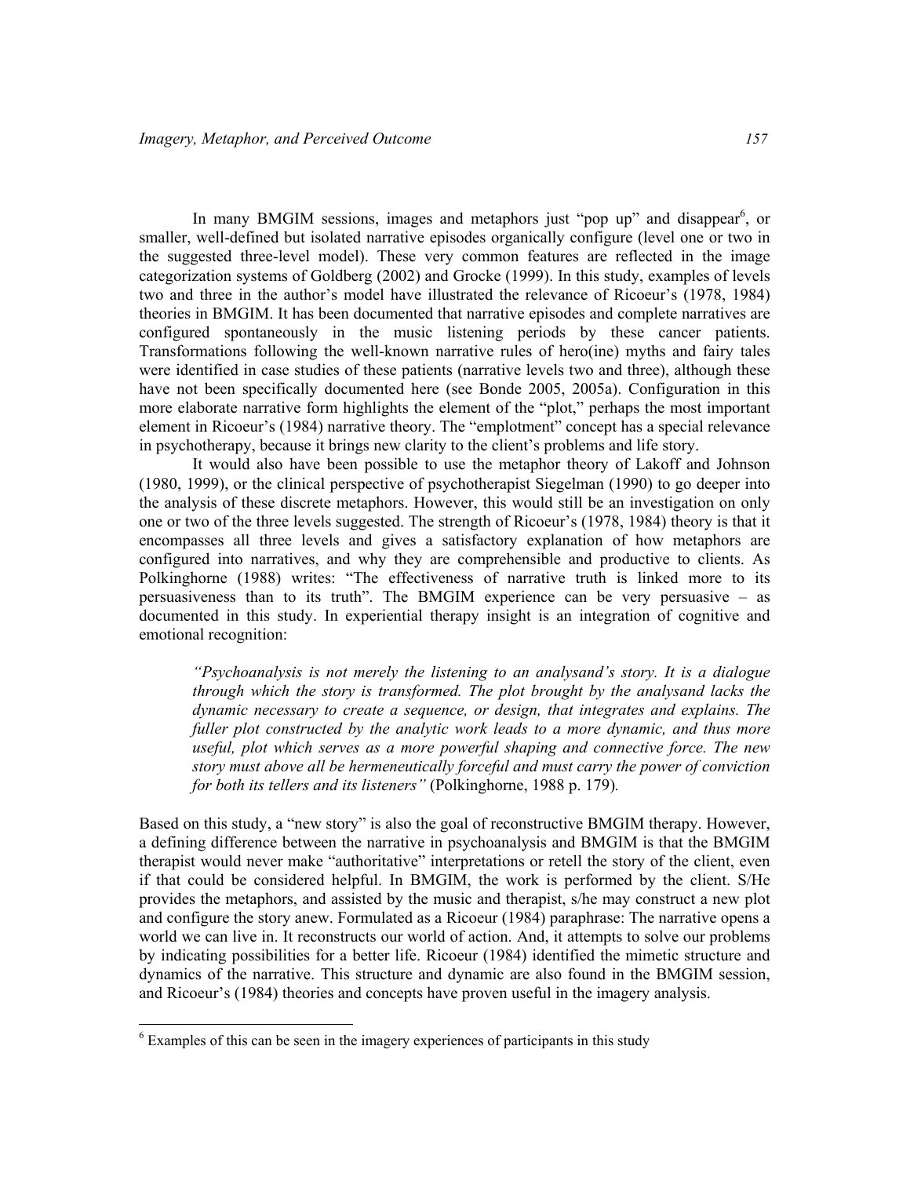In many BMGIM sessions, images and metaphors just "pop up" and disappear[6], or smaller, well-defined but isolated narrative episodes organically configure (level one or two in the suggested three-level model). These very common features are reflected in the image categorization systems of Goldberg (2002) and Grocke (1999). In this study, examples of levels two and three in the author's model have illustrated the relevance of Ricoeur's (1978, 1984) theories in BMGIM. It has been documented that narrative episodes and complete narratives are configured spontaneously in the music listening periods by these cancer patients. Transformations following the well-known narrative rules of hero(ine) myths and fairy tales were identified in case studies of these patients (narrative levels two and three), although these have not been specifically documented here (see Bonde 2005, 2005a). Configuration in this more elaborate narrative form highlights the element of the "plot," perhaps the most important element in Ricoeur's (1984) narrative theory. The "emplotment" concept has a special relevance in psychotherapy, because it brings new clarity to the client's problems and life story.

It would also have been possible to use the metaphor theory of Lakoff and Johnson (1980, 1999), or the clinical perspective of psychotherapist Siegelman (1990) to go deeper into the analysis of these discrete metaphors. However, this would still be an investigation on only one or two of the three levels suggested. The strength of Ricoeur's (1978, 1984) theory is that it encompasses all three levels and gives a satisfactory explanation of how metaphors are configured into narratives, and why they are comprehensible and productive to clients. As Polkinghorne (1988) writes: "The effectiveness of narrative truth is linked more to its persuasiveness than to its truth". The BMGIM experience can be very persuasive – as documented in this study. In experiential therapy insight is an integration of cognitive and emotional recognition:

> *"Psychoanalysis is not merely the listening to an analysand's story. It is a dialogue through which the story is transformed. The plot brought by the analysand lacks the dynamic necessary to create a sequence, or design, that integrates and explains. The fuller plot constructed by the analytic work leads to a more dynamic, and thus more useful, plot which serves as a more powerful shaping and connective force. The new story must above all be hermeneutically forceful and must carry the power of conviction for both its tellers and its listeners"* (Polkinghorne, 1988 p. 179).

Based on this study, a "new story" is also the goal of reconstructive BMGIM therapy. However, a defining difference between the narrative in psychoanalysis and BMGIM is that the BMGIM therapist would never make "authoritative" interpretations or retell the story of the client, even if that could be considered helpful. In BMGIM, the work is performed by the client. S/He provides the metaphors, and assisted by the music and therapist, s/he may construct a new plot and configure the story anew. Formulated as a Ricoeur (1984) paraphrase: The narrative opens a world we can live in. It reconstructs our world of action. And, it attempts to solve our problems by indicating possibilities for a better life. Ricoeur (1984) identified the mimetic structure and dynamics of the narrative. This structure and dynamic are also found in the BMGIM session, and Ricoeur's (1984) theories and concepts have proven useful in the imagery analysis.

[6] Examples of this can be seen in the imagery experiences of participants in this study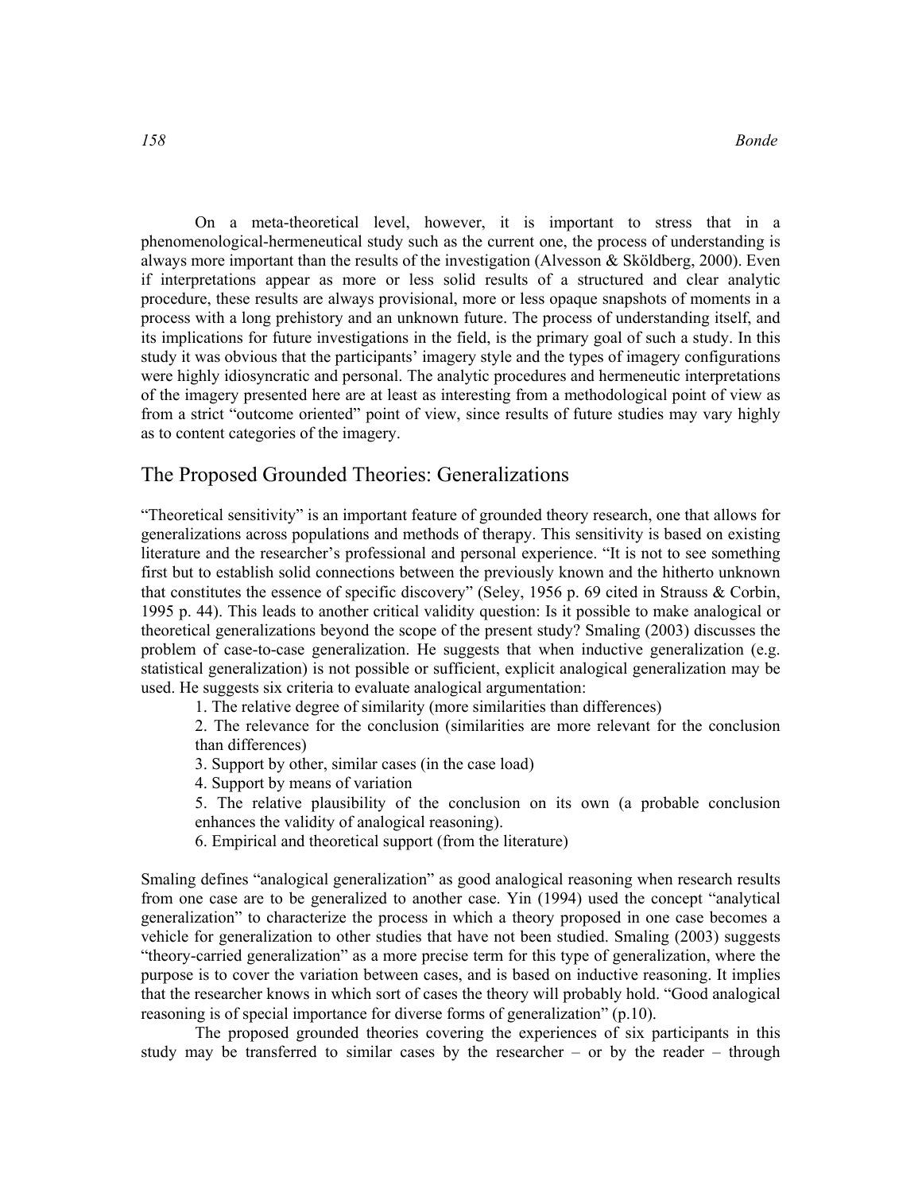On a meta-theoretical level, however, it is important to stress that in a phenomenological-hermeneutical study such as the current one, the process of understanding is always more important than the results of the investigation (Alvesson & Sköldberg, 2000). Even if interpretations appear as more or less solid results of a structured and clear analytic procedure, these results are always provisional, more or less opaque snapshots of moments in a process with a long prehistory and an unknown future. The process of understanding itself, and its implications for future investigations in the field, is the primary goal of such a study. In this study it was obvious that the participants' imagery style and the types of imagery configurations were highly idiosyncratic and personal. The analytic procedures and hermeneutic interpretations of the imagery presented here are at least as interesting from a methodological point of view as from a strict "outcome oriented" point of view, since results of future studies may vary highly as to content categories of the imagery.

## The Proposed Grounded Theories: Generalizations

"Theoretical sensitivity" is an important feature of grounded theory research, one that allows for generalizations across populations and methods of therapy. This sensitivity is based on existing literature and the researcher's professional and personal experience. "It is not to see something first but to establish solid connections between the previously known and the hitherto unknown that constitutes the essence of specific discovery" (Seley, 1956 p. 69 cited in Strauss & Corbin, 1995 p. 44). This leads to another critical validity question: Is it possible to make analogical or theoretical generalizations beyond the scope of the present study? Smaling (2003) discusses the problem of case-to-case generalization. He suggests that when inductive generalization (e.g. statistical generalization) is not possible or sufficient, explicit analogical generalization may be used. He suggests six criteria to evaluate analogical argumentation:

1. The relative degree of similarity (more similarities than differences)
2. The relevance for the conclusion (similarities are more relevant for the conclusion than differences)
3. Support by other, similar cases (in the case load)
4. Support by means of variation
5. The relative plausibility of the conclusion on its own (a probable conclusion enhances the validity of analogical reasoning).
6. Empirical and theoretical support (from the literature)

Smaling defines "analogical generalization" as good analogical reasoning when research results from one case are to be generalized to another case. Yin (1994) used the concept "analytical generalization" to characterize the process in which a theory proposed in one case becomes a vehicle for generalization to other studies that have not been studied. Smaling (2003) suggests "theory-carried generalization" as a more precise term for this type of generalization, where the purpose is to cover the variation between cases, and is based on inductive reasoning. It implies that the researcher knows in which sort of cases the theory will probably hold. "Good analogical reasoning is of special importance for diverse forms of generalization" (p.10).

The proposed grounded theories covering the experiences of six participants in this study may be transferred to similar cases by the researcher – or by the reader – through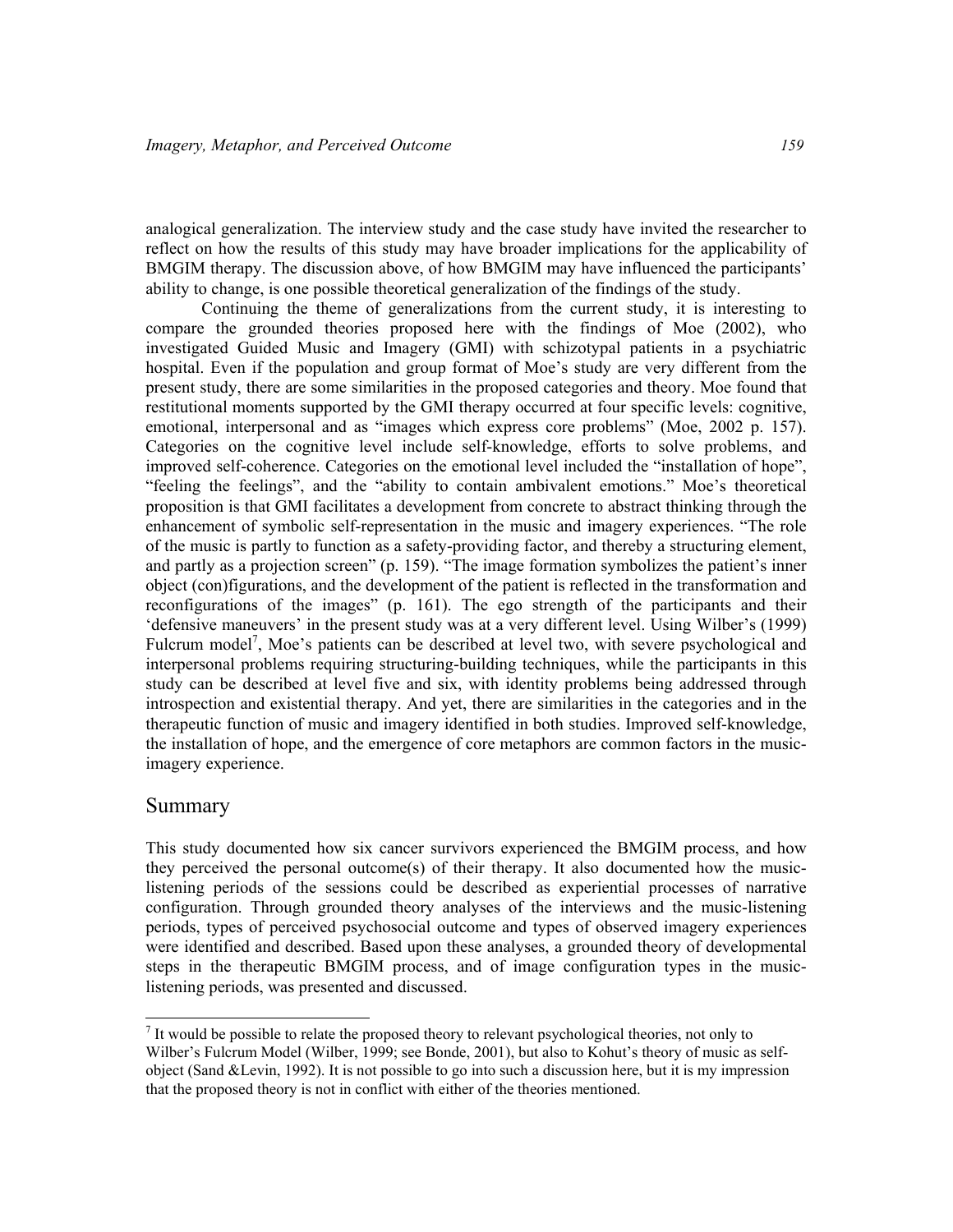analogical generalization. The interview study and the case study have invited the researcher to reflect on how the results of this study may have broader implications for the applicability of BMGIM therapy. The discussion above, of how BMGIM may have influenced the participants' ability to change, is one possible theoretical generalization of the findings of the study.

Continuing the theme of generalizations from the current study, it is interesting to compare the grounded theories proposed here with the findings of Moe (2002), who investigated Guided Music and Imagery (GMI) with schizotypal patients in a psychiatric hospital. Even if the population and group format of Moe's study are very different from the present study, there are some similarities in the proposed categories and theory. Moe found that restitutional moments supported by the GMI therapy occurred at four specific levels: cognitive, emotional, interpersonal and as "images which express core problems" (Moe, 2002 p. 157). Categories on the cognitive level include self-knowledge, efforts to solve problems, and improved self-coherence. Categories on the emotional level included the "installation of hope", "feeling the feelings", and the "ability to contain ambivalent emotions." Moe's theoretical proposition is that GMI facilitates a development from concrete to abstract thinking through the enhancement of symbolic self-representation in the music and imagery experiences. "The role of the music is partly to function as a safety-providing factor, and thereby a structuring element, and partly as a projection screen" (p. 159). "The image formation symbolizes the patient's inner object (con)figurations, and the development of the patient is reflected in the transformation and reconfigurations of the images" (p. 161). The ego strength of the participants and their 'defensive maneuvers' in the present study was at a very different level. Using Wilber's (1999) Fulcrum model[7], Moe's patients can be described at level two, with severe psychological and interpersonal problems requiring structuring-building techniques, while the participants in this study can be described at level five and six, with identity problems being addressed through introspection and existential therapy. And yet, there are similarities in the categories and in the therapeutic function of music and imagery identified in both studies. Improved self-knowledge, the installation of hope, and the emergence of core metaphors are common factors in the music-imagery experience.

## Summary

This study documented how six cancer survivors experienced the BMGIM process, and how they perceived the personal outcome(s) of their therapy. It also documented how the music-listening periods of the sessions could be described as experiential processes of narrative configuration. Through grounded theory analyses of the interviews and the music-listening periods, types of perceived psychosocial outcome and types of observed imagery experiences were identified and described. Based upon these analyses, a grounded theory of developmental steps in the therapeutic BMGIM process, and of image configuration types in the music-listening periods, was presented and discussed.

[7] It would be possible to relate the proposed theory to relevant psychological theories, not only to Wilber's Fulcrum Model (Wilber, 1999; see Bonde, 2001), but also to Kohut's theory of music as self-object (Sand &Levin, 1992). It is not possible to go into such a discussion here, but it is my impression that the proposed theory is not in conflict with either of the theories mentioned.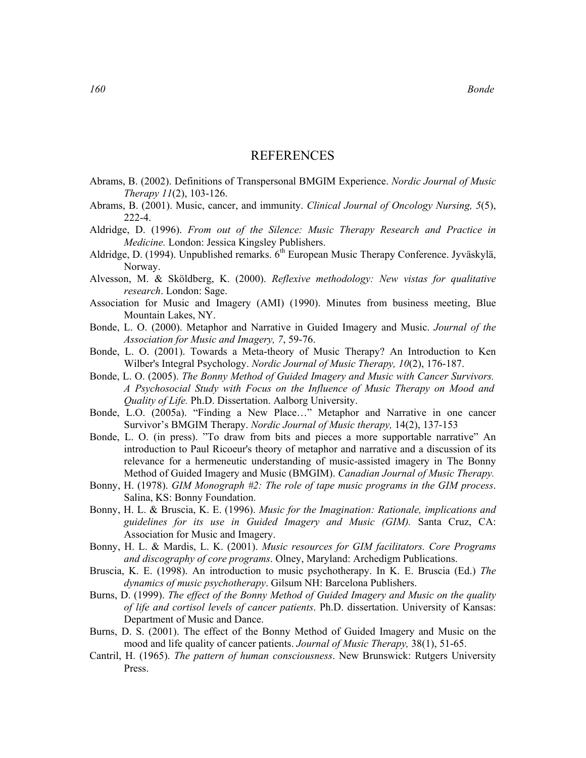# REFERENCES

Abrams, B. (2002). Definitions of Transpersonal BMGIM Experience. *Nordic Journal of Music Therapy 11*(2), 103-126.

Abrams, B. (2001). Music, cancer, and immunity. *Clinical Journal of Oncology Nursing, 5*(5), 222-4.

Aldridge, D. (1996). *From out of the Silence: Music Therapy Research and Practice in Medicine.* London: Jessica Kingsley Publishers.

Aldridge, D. (1994). Unpublished remarks. 6th European Music Therapy Conference. Jyväskylä, Norway.

Alvesson, M. & Sköldberg, K. (2000). *Reflexive methodology: New vistas for qualitative research*. London: Sage.

Association for Music and Imagery (AMI) (1990). Minutes from business meeting, Blue Mountain Lakes, NY.

Bonde, L. O. (2000). Metaphor and Narrative in Guided Imagery and Music. *Journal of the Association for Music and Imagery, 7*, 59-76.

Bonde, L. O. (2001). Towards a Meta-theory of Music Therapy? An Introduction to Ken Wilber's Integral Psychology. *Nordic Journal of Music Therapy, 10*(2), 176-187.

Bonde, L. O. (2005). *The Bonny Method of Guided Imagery and Music with Cancer Survivors. A Psychosocial Study with Focus on the Influence of Music Therapy on Mood and Quality of Life.* Ph.D. Dissertation. Aalborg University.

Bonde, L.O. (2005a). "Finding a New Place…" Metaphor and Narrative in one cancer Survivor's BMGIM Therapy. *Nordic Journal of Music therapy,* 14(2), 137-153

Bonde, L. O. (in press). "To draw from bits and pieces a more supportable narrative" An introduction to Paul Ricoeur's theory of metaphor and narrative and a discussion of its relevance for a hermeneutic understanding of music-assisted imagery in The Bonny Method of Guided Imagery and Music (BMGIM). *Canadian Journal of Music Therapy.*

Bonny, H. (1978). *GIM Monograph #2: The role of tape music programs in the GIM process*. Salina, KS: Bonny Foundation.

Bonny, H. L. & Bruscia, K. E. (1996). *Music for the Imagination: Rationale, implications and guidelines for its use in Guided Imagery and Music (GIM).* Santa Cruz, CA: Association for Music and Imagery.

Bonny, H. L. & Mardis, L. K. (2001). *Music resources for GIM facilitators. Core Programs and discography of core programs*. Olney, Maryland: Archedigm Publications.

Bruscia, K. E. (1998). An introduction to music psychotherapy. In K. E. Bruscia (Ed.) *The dynamics of music psychotherapy*. Gilsum NH: Barcelona Publishers.

Burns, D. (1999). *The effect of the Bonny Method of Guided Imagery and Music on the quality of life and cortisol levels of cancer patients*. Ph.D. dissertation. University of Kansas: Department of Music and Dance.

Burns, D. S. (2001). The effect of the Bonny Method of Guided Imagery and Music on the mood and life quality of cancer patients. *Journal of Music Therapy,* 38(1), 51-65.

Cantril, H. (1965). *The pattern of human consciousness*. New Brunswick: Rutgers University Press.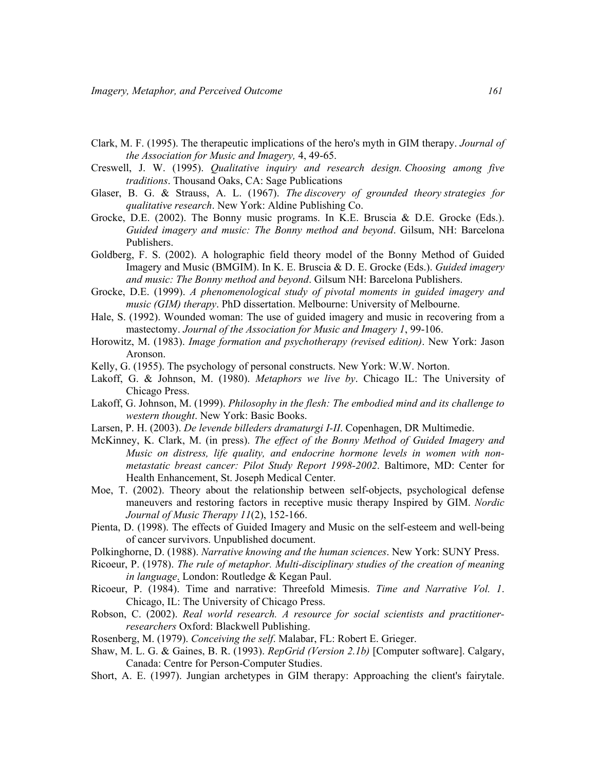Clark, M. F. (1995). The therapeutic implications of the hero's myth in GIM therapy. *Journal of the Association for Music and Imagery,* 4, 49-65.

Creswell, J. W. (1995). *Qualitative inquiry and research design. Choosing among five traditions*. Thousand Oaks, CA: Sage Publications

Glaser, B. G. & Strauss, A. L. (1967). *The discovery of grounded theory strategies for qualitative research*. New York: Aldine Publishing Co.

Grocke, D.E. (2002). The Bonny music programs. In K.E. Bruscia & D.E. Grocke (Eds.). *Guided imagery and music: The Bonny method and beyond*. Gilsum, NH: Barcelona Publishers.

Goldberg, F. S. (2002). A holographic field theory model of the Bonny Method of Guided Imagery and Music (BMGIM). In K. E. Bruscia & D. E. Grocke (Eds.). *Guided imagery and music: The Bonny method and beyond*. Gilsum NH: Barcelona Publishers.

Grocke, D.E. (1999). *A phenomenological study of pivotal moments in guided imagery and music (GIM) therapy*. PhD dissertation. Melbourne: University of Melbourne.

Hale, S. (1992). Wounded woman: The use of guided imagery and music in recovering from a mastectomy. *Journal of the Association for Music and Imagery 1*, 99-106.

Horowitz, M. (1983). *Image formation and psychotherapy (revised edition)*. New York: Jason Aronson.

Kelly, G. (1955). The psychology of personal constructs. New York: W.W. Norton.

Lakoff, G. & Johnson, M. (1980). *Metaphors we live by*. Chicago IL: The University of Chicago Press.

Lakoff, G. Johnson, M. (1999). *Philosophy in the flesh: The embodied mind and its challenge to western thought*. New York: Basic Books.

Larsen, P. H. (2003). *De levende billeders dramaturgi I-II*. Copenhagen, DR Multimedie.

McKinney, K. Clark, M. (in press). *The effect of the Bonny Method of Guided Imagery and Music on distress, life quality, and endocrine hormone levels in women with non-metastatic breast cancer: Pilot Study Report 1998-2002*. Baltimore, MD: Center for Health Enhancement, St. Joseph Medical Center.

Moe, T. (2002). Theory about the relationship between self-objects, psychological defense maneuvers and restoring factors in receptive music therapy Inspired by GIM. *Nordic Journal of Music Therapy 11*(2), 152-166.

Pienta, D. (1998). The effects of Guided Imagery and Music on the self-esteem and well-being of cancer survivors. Unpublished document.

Polkinghorne, D. (1988). *Narrative knowing and the human sciences*. New York: SUNY Press.

Ricoeur, P. (1978). *The rule of metaphor. Multi-disciplinary studies of the creation of meaning in language*. London: Routledge & Kegan Paul.

Ricoeur, P. (1984). Time and narrative: Threefold Mimesis. *Time and Narrative Vol. 1*. Chicago, IL: The University of Chicago Press.

Robson, C. (2002). *Real world research. A resource for social scientists and practitioner-researchers* Oxford: Blackwell Publishing.

Rosenberg, M. (1979). *Conceiving the self*. Malabar, FL: Robert E. Grieger.

Shaw, M. L. G. & Gaines, B. R. (1993). *RepGrid (Version 2.1b)* [Computer software]. Calgary, Canada: Centre for Person-Computer Studies.

Short, A. E. (1997). Jungian archetypes in GIM therapy: Approaching the client's fairytale.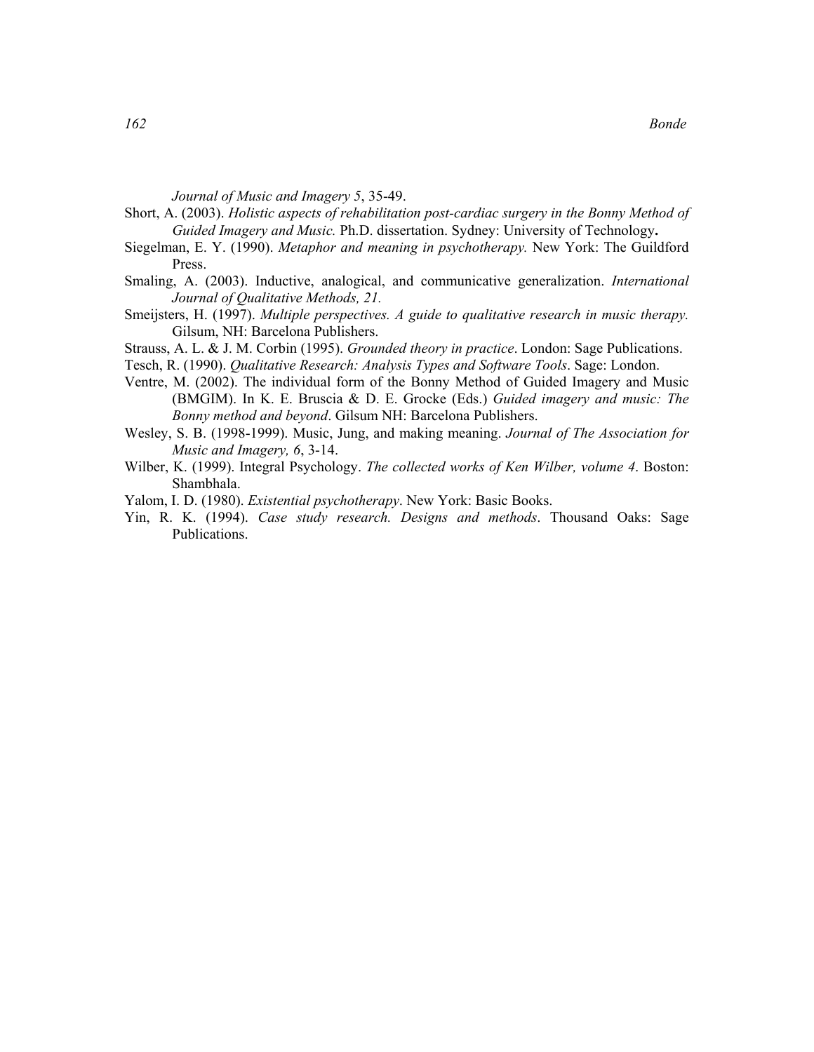*Journal of Music and Imagery 5*, 35-49.

Short, A. (2003). *Holistic aspects of rehabilitation post-cardiac surgery in the Bonny Method of Guided Imagery and Music.* Ph.D. dissertation. Sydney: University of Technology**.**

Siegelman, E. Y. (1990). *Metaphor and meaning in psychotherapy.* New York: The Guildford Press.

Smaling, A. (2003). Inductive, analogical, and communicative generalization. *International Journal of Qualitative Methods, 21.*

Smeijsters, H. (1997). *Multiple perspectives. A guide to qualitative research in music therapy.* Gilsum, NH: Barcelona Publishers.

Strauss, A. L. & J. M. Corbin (1995). *Grounded theory in practice*. London: Sage Publications.

Tesch, R. (1990). *Qualitative Research: Analysis Types and Software Tools*. Sage: London.

Ventre, M. (2002). The individual form of the Bonny Method of Guided Imagery and Music (BMGIM). In K. E. Bruscia & D. E. Grocke (Eds.) *Guided imagery and music: The Bonny method and beyond*. Gilsum NH: Barcelona Publishers.

Wesley, S. B. (1998-1999). Music, Jung, and making meaning. *Journal of The Association for Music and Imagery, 6*, 3-14.

Wilber, K. (1999). Integral Psychology. *The collected works of Ken Wilber, volume 4*. Boston: Shambhala.

Yalom, I. D. (1980). *Existential psychotherapy*. New York: Basic Books.

Yin, R. K. (1994). *Case study research. Designs and methods*. Thousand Oaks: Sage Publications.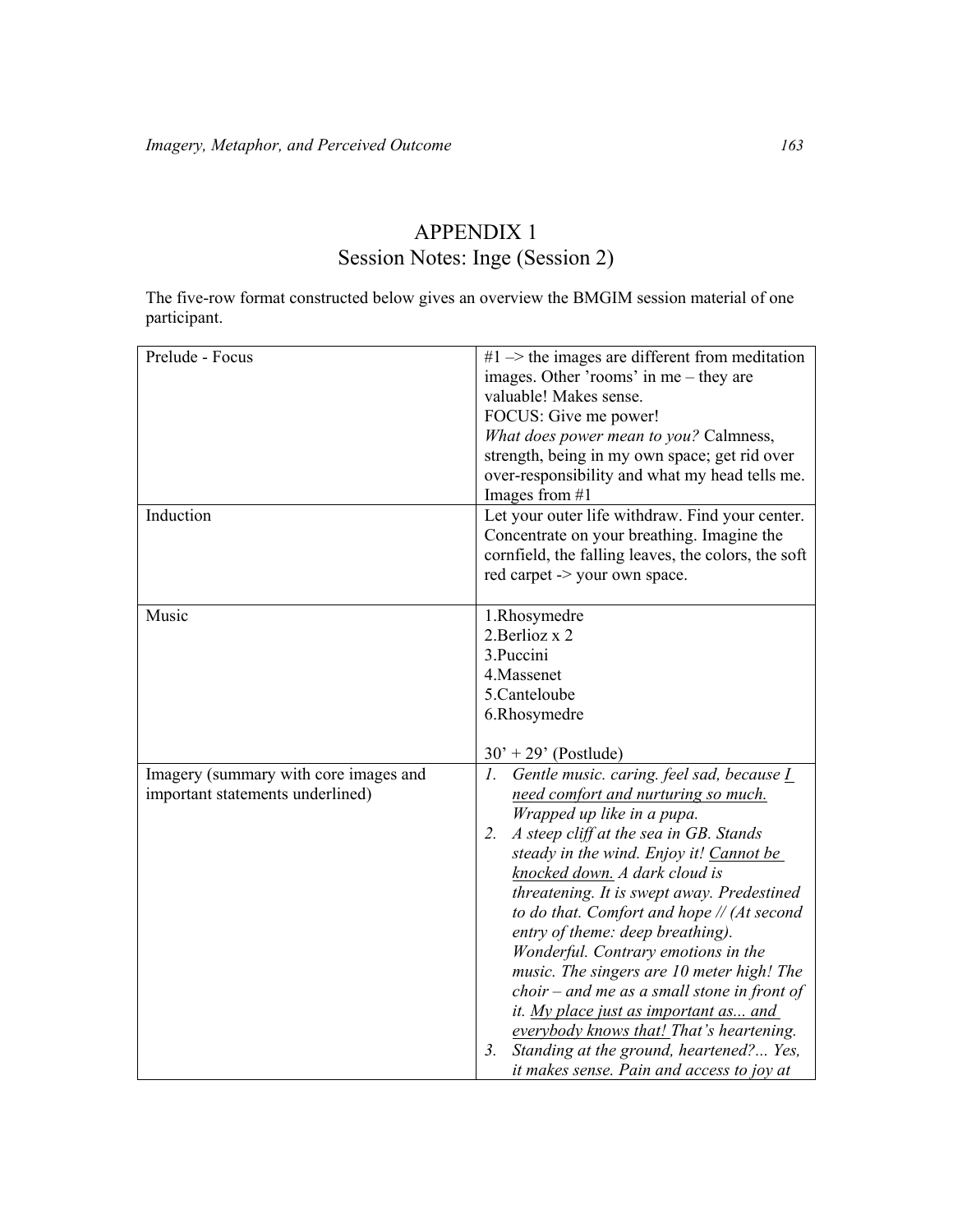# APPENDIX 1

## Session Notes: Inge (Session 2)

The five-row format constructed below gives an overview the BMGIM session material of one participant.

| | |
|---|---|
| Prelude - Focus | #1 –> the images are different from meditation images. Other 'rooms' in me – they are valuable! Makes sense.<br>FOCUS: Give me power!<br>*What does power mean to you?* Calmness, strength, being in my own space; get rid over over-responsibility and what my head tells me.<br>Images from #1 |
| Induction | Let your outer life withdraw. Find your center. Concentrate on your breathing. Imagine the cornfield, the falling leaves, the colors, the soft red carpet -> your own space. |
| Music | 1.Rhosymedre<br>2.Berlioz x 2<br>3.Puccini<br>4.Massenet<br>5.Canteloube<br>6.Rhosymedre<br><br>30' + 29' (Postlude) |
| Imagery (summary with core images and important statements underlined) | 1. *Gentle music. caring. feel sad, because <u>I need comfort and nurturing so much.</u> Wrapped up like in a pupa.*<br>2. *A steep cliff at the sea in GB. Stands steady in the wind. Enjoy it! <u>Cannot be knocked down.</u> A dark cloud is threatening. It is swept away. Predestined to do that. Comfort and hope // (At second entry of theme: deep breathing). Wonderful. Contrary emotions in the music. The singers are 10 meter high! The choir – and me as a small stone in front of it. <u>My place just as important as... and everybody knows that!</u> That's heartening.*<br>3. *Standing at the ground, heartened?... Yes, it makes sense. Pain and access to joy at* |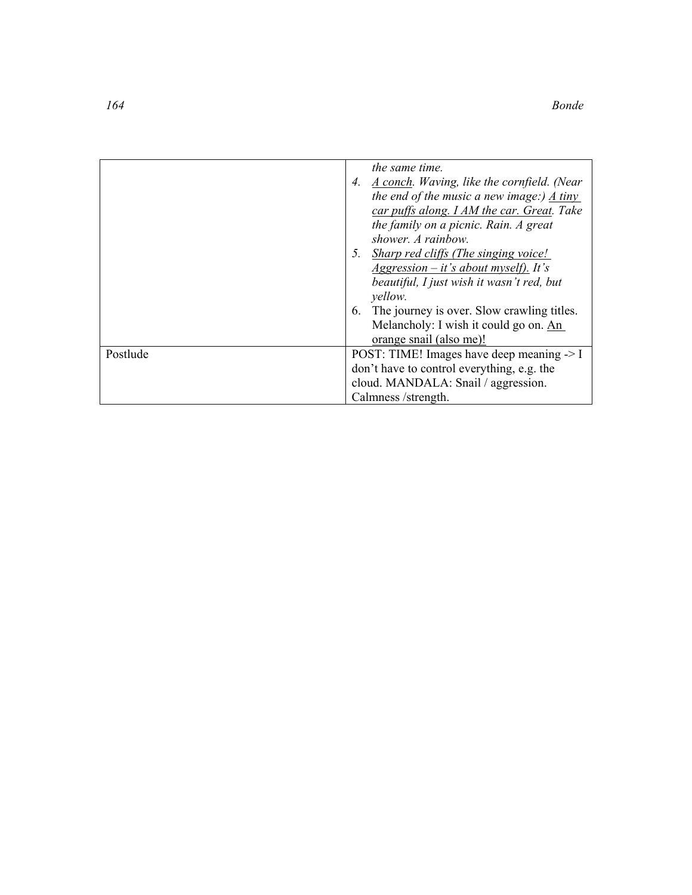| | |
|---|---|
| | *the same time.*<br>4. <u>*A conch*</u>*. Waving, like the cornfield. (Near the end of the music a new image:)* <u>*A tiny car puffs along. I AM the car. Great*</u>*. Take the family on a picnic. Rain. A great shower. A rainbow.*<br>5. <u>*Sharp red cliffs (The singing voice! Aggression – it's about myself).*</u> *It's beautiful, I just wish it wasn't red, but yellow.*<br>6. The journey is over. Slow crawling titles. Melancholy: I wish it could go on. <u>An orange snail (also me)!</u> |
| Postlude | POST: TIME! Images have deep meaning -> I don't have to control everything, e.g. the cloud. MANDALA: Snail / aggression. Calmness /strength. |